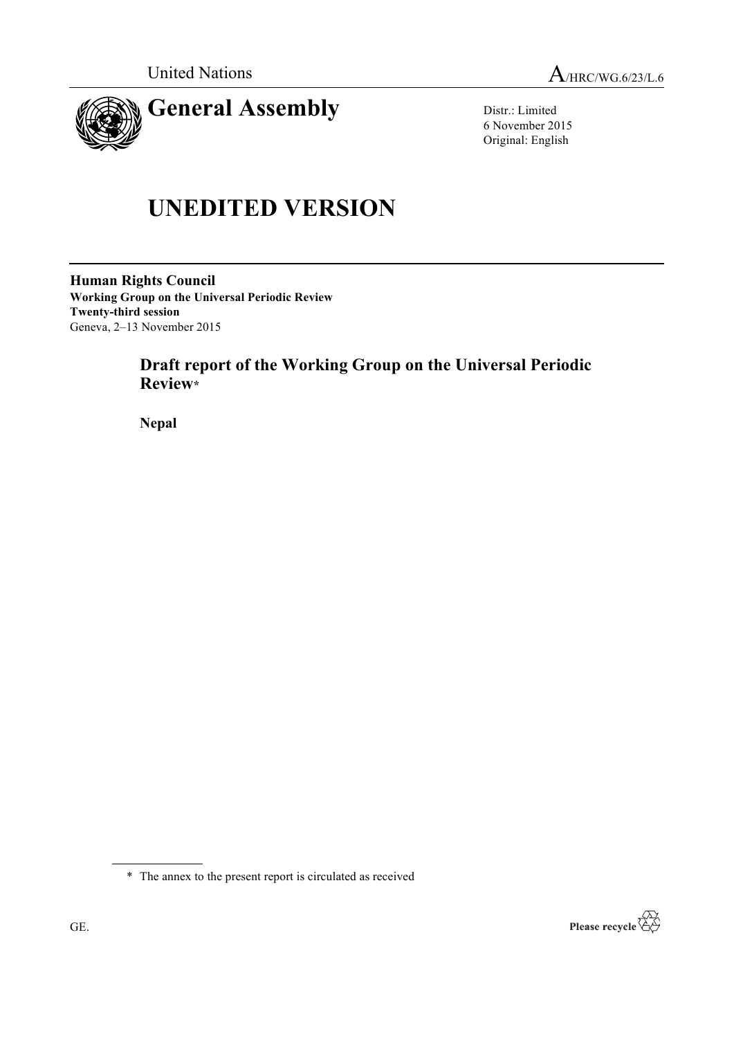United Nations

A/HRC/WG.6/23/L.6

# General Assembly

Distr.: Limited
6 November 2015
Original: English

# UNEDITED VERSION

**Human Rights Council**
**Working Group on the Universal Periodic Review**
**Twenty-third session**
Geneva, 2–13 November 2015

## Draft report of the Working Group on the Universal Periodic Review*

**Nepal**

* The annex to the present report is circulated as received

GE.

Please recycle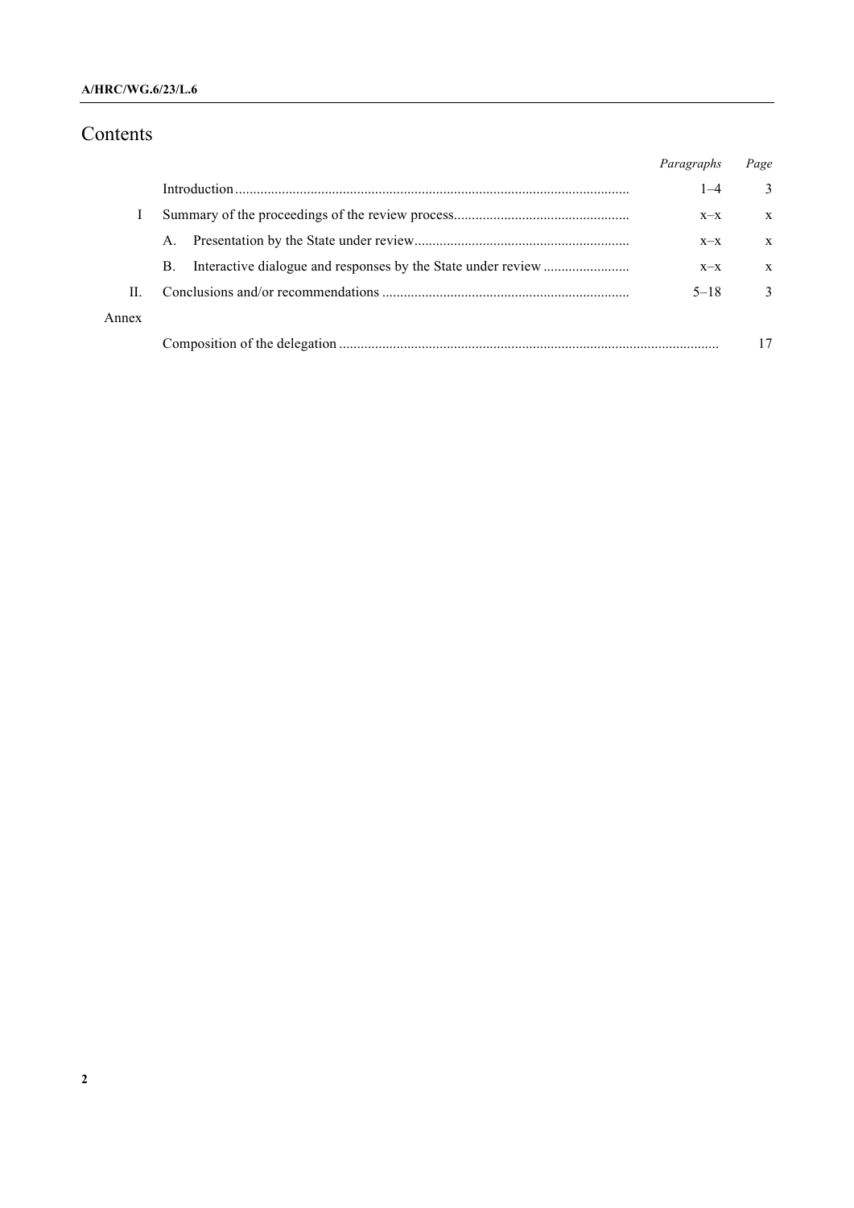# Contents

| | | *Paragraphs* | *Page* |
|---|---|---|---|
| | Introduction | 1–4 | 3 |
| I | Summary of the proceedings of the review process | x–x | x |
| | A. Presentation by the State under review | x–x | x |
| | B. Interactive dialogue and responses by the State under review | x–x | x |
| II. | Conclusions and/or recommendations | 5–18 | 3 |
| Annex | | | |
| | Composition of the delegation | | 17 |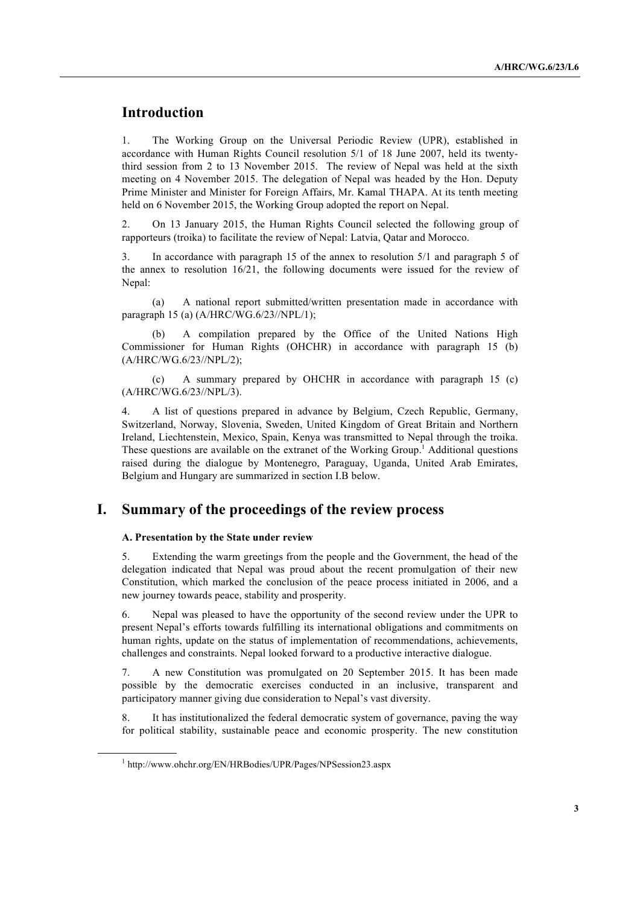## Introduction

1. The Working Group on the Universal Periodic Review (UPR), established in accordance with Human Rights Council resolution 5/1 of 18 June 2007, held its twenty-third session from 2 to 13 November 2015. The review of Nepal was held at the sixth meeting on 4 November 2015. The delegation of Nepal was headed by the Hon. Deputy Prime Minister and Minister for Foreign Affairs, Mr. Kamal THAPA. At its tenth meeting held on 6 November 2015, the Working Group adopted the report on Nepal.

2. On 13 January 2015, the Human Rights Council selected the following group of rapporteurs (troika) to facilitate the review of Nepal: Latvia, Qatar and Morocco.

3. In accordance with paragraph 15 of the annex to resolution 5/1 and paragraph 5 of the annex to resolution 16/21, the following documents were issued for the review of Nepal:

(a) A national report submitted/written presentation made in accordance with paragraph 15 (a) (A/HRC/WG.6/23//NPL/1);

(b) A compilation prepared by the Office of the United Nations High Commissioner for Human Rights (OHCHR) in accordance with paragraph 15 (b) (A/HRC/WG.6/23//NPL/2);

(c) A summary prepared by OHCHR in accordance with paragraph 15 (c) (A/HRC/WG.6/23//NPL/3).

4. A list of questions prepared in advance by Belgium, Czech Republic, Germany, Switzerland, Norway, Slovenia, Sweden, United Kingdom of Great Britain and Northern Ireland, Liechtenstein, Mexico, Spain, Kenya was transmitted to Nepal through the troika. These questions are available on the extranet of the Working Group.[1] Additional questions raised during the dialogue by Montenegro, Paraguay, Uganda, United Arab Emirates, Belgium and Hungary are summarized in section I.B below.

# I. Summary of the proceedings of the review process

### A. Presentation by the State under review

5. Extending the warm greetings from the people and the Government, the head of the delegation indicated that Nepal was proud about the recent promulgation of their new Constitution, which marked the conclusion of the peace process initiated in 2006, and a new journey towards peace, stability and prosperity.

6. Nepal was pleased to have the opportunity of the second review under the UPR to present Nepal's efforts towards fulfilling its international obligations and commitments on human rights, update on the status of implementation of recommendations, achievements, challenges and constraints. Nepal looked forward to a productive interactive dialogue.

7. A new Constitution was promulgated on 20 September 2015. It has been made possible by the democratic exercises conducted in an inclusive, transparent and participatory manner giving due consideration to Nepal's vast diversity.

8. It has institutionalized the federal democratic system of governance, paving the way for political stability, sustainable peace and economic prosperity. The new constitution

[1] http://www.ohchr.org/EN/HRBodies/UPR/Pages/NPSession23.aspx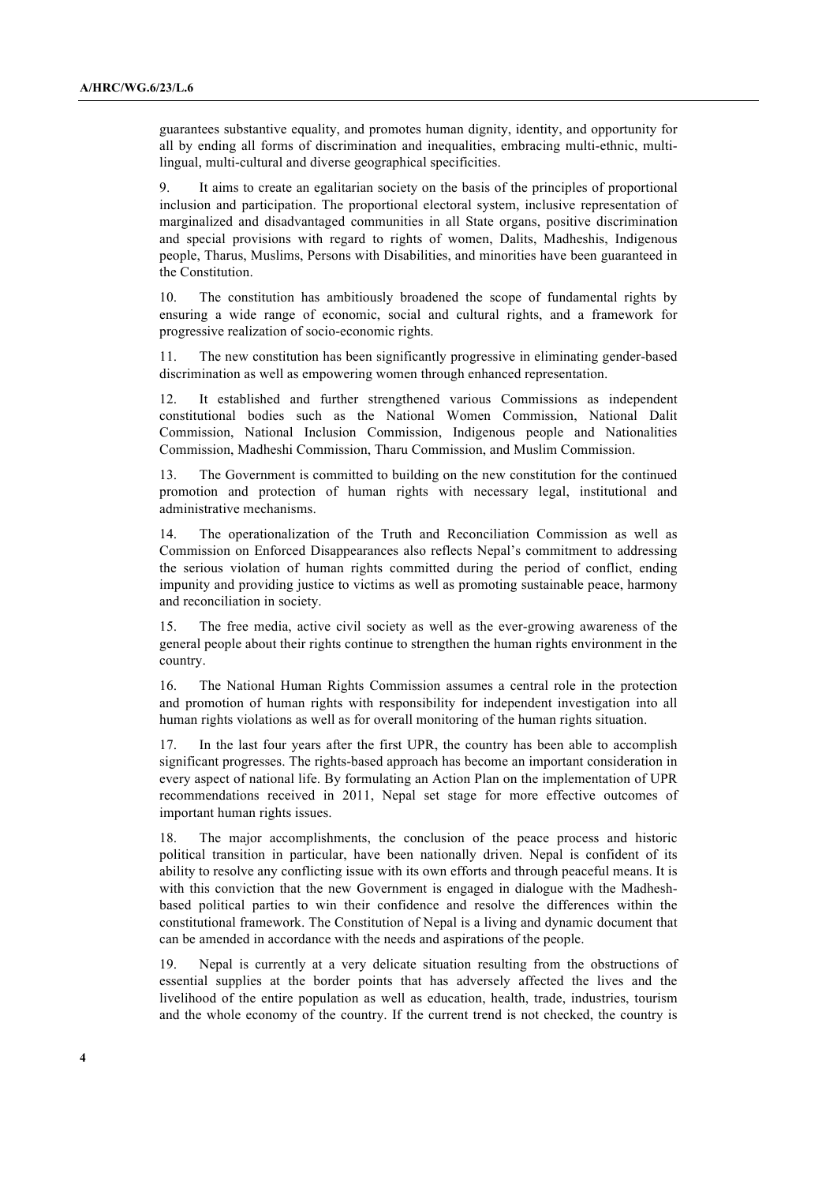guarantees substantive equality, and promotes human dignity, identity, and opportunity for all by ending all forms of discrimination and inequalities, embracing multi-ethnic, multi-lingual, multi-cultural and diverse geographical specificities.

9. It aims to create an egalitarian society on the basis of the principles of proportional inclusion and participation. The proportional electoral system, inclusive representation of marginalized and disadvantaged communities in all State organs, positive discrimination and special provisions with regard to rights of women, Dalits, Madheshis, Indigenous people, Tharus, Muslims, Persons with Disabilities, and minorities have been guaranteed in the Constitution.

10. The constitution has ambitiously broadened the scope of fundamental rights by ensuring a wide range of economic, social and cultural rights, and a framework for progressive realization of socio-economic rights.

11. The new constitution has been significantly progressive in eliminating gender-based discrimination as well as empowering women through enhanced representation.

12. It established and further strengthened various Commissions as independent constitutional bodies such as the National Women Commission, National Dalit Commission, National Inclusion Commission, Indigenous people and Nationalities Commission, Madheshi Commission, Tharu Commission, and Muslim Commission.

13. The Government is committed to building on the new constitution for the continued promotion and protection of human rights with necessary legal, institutional and administrative mechanisms.

14. The operationalization of the Truth and Reconciliation Commission as well as Commission on Enforced Disappearances also reflects Nepal's commitment to addressing the serious violation of human rights committed during the period of conflict, ending impunity and providing justice to victims as well as promoting sustainable peace, harmony and reconciliation in society.

15. The free media, active civil society as well as the ever-growing awareness of the general people about their rights continue to strengthen the human rights environment in the country.

16. The National Human Rights Commission assumes a central role in the protection and promotion of human rights with responsibility for independent investigation into all human rights violations as well as for overall monitoring of the human rights situation.

17. In the last four years after the first UPR, the country has been able to accomplish significant progresses. The rights-based approach has become an important consideration in every aspect of national life. By formulating an Action Plan on the implementation of UPR recommendations received in 2011, Nepal set stage for more effective outcomes of important human rights issues.

18. The major accomplishments, the conclusion of the peace process and historic political transition in particular, have been nationally driven. Nepal is confident of its ability to resolve any conflicting issue with its own efforts and through peaceful means. It is with this conviction that the new Government is engaged in dialogue with the Madhesh-based political parties to win their confidence and resolve the differences within the constitutional framework. The Constitution of Nepal is a living and dynamic document that can be amended in accordance with the needs and aspirations of the people.

19. Nepal is currently at a very delicate situation resulting from the obstructions of essential supplies at the border points that has adversely affected the lives and the livelihood of the entire population as well as education, health, trade, industries, tourism and the whole economy of the country. If the current trend is not checked, the country is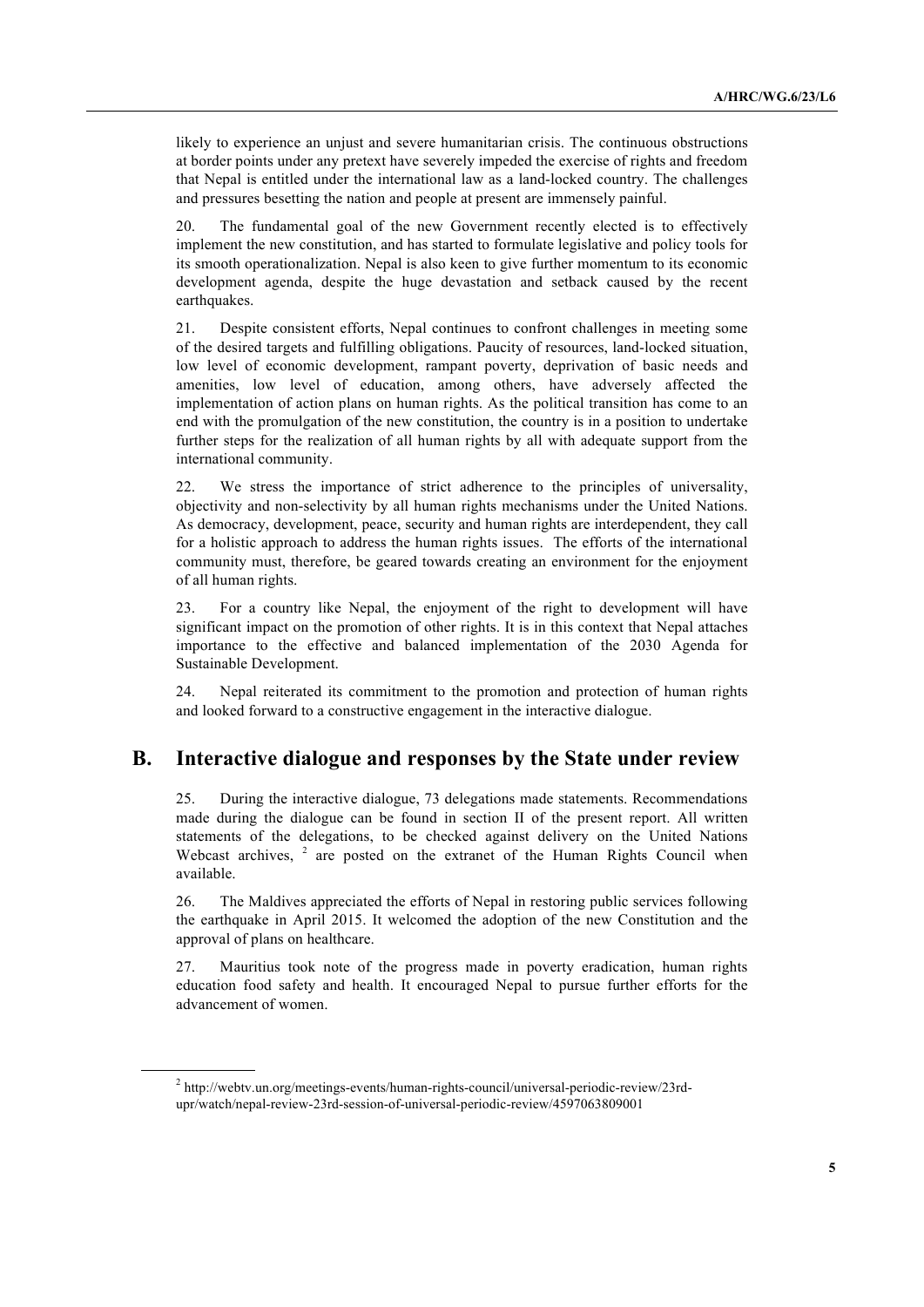likely to experience an unjust and severe humanitarian crisis. The continuous obstructions at border points under any pretext have severely impeded the exercise of rights and freedom that Nepal is entitled under the international law as a land-locked country. The challenges and pressures besetting the nation and people at present are immensely painful.

20. The fundamental goal of the new Government recently elected is to effectively implement the new constitution, and has started to formulate legislative and policy tools for its smooth operationalization. Nepal is also keen to give further momentum to its economic development agenda, despite the huge devastation and setback caused by the recent earthquakes.

21. Despite consistent efforts, Nepal continues to confront challenges in meeting some of the desired targets and fulfilling obligations. Paucity of resources, land-locked situation, low level of economic development, rampant poverty, deprivation of basic needs and amenities, low level of education, among others, have adversely affected the implementation of action plans on human rights. As the political transition has come to an end with the promulgation of the new constitution, the country is in a position to undertake further steps for the realization of all human rights by all with adequate support from the international community.

22. We stress the importance of strict adherence to the principles of universality, objectivity and non-selectivity by all human rights mechanisms under the United Nations. As democracy, development, peace, security and human rights are interdependent, they call for a holistic approach to address the human rights issues. The efforts of the international community must, therefore, be geared towards creating an environment for the enjoyment of all human rights.

23. For a country like Nepal, the enjoyment of the right to development will have significant impact on the promotion of other rights. It is in this context that Nepal attaches importance to the effective and balanced implementation of the 2030 Agenda for Sustainable Development.

24. Nepal reiterated its commitment to the promotion and protection of human rights and looked forward to a constructive engagement in the interactive dialogue.

## B. Interactive dialogue and responses by the State under review

25. During the interactive dialogue, 73 delegations made statements. Recommendations made during the dialogue can be found in section II of the present report. All written statements of the delegations, to be checked against delivery on the United Nations Webcast archives, [2] are posted on the extranet of the Human Rights Council when available.

26. The Maldives appreciated the efforts of Nepal in restoring public services following the earthquake in April 2015. It welcomed the adoption of the new Constitution and the approval of plans on healthcare.

27. Mauritius took note of the progress made in poverty eradication, human rights education food safety and health. It encouraged Nepal to pursue further efforts for the advancement of women.

[2] http://webtv.un.org/meetings-events/human-rights-council/universal-periodic-review/23rd-upr/watch/nepal-review-23rd-session-of-universal-periodic-review/4597063809001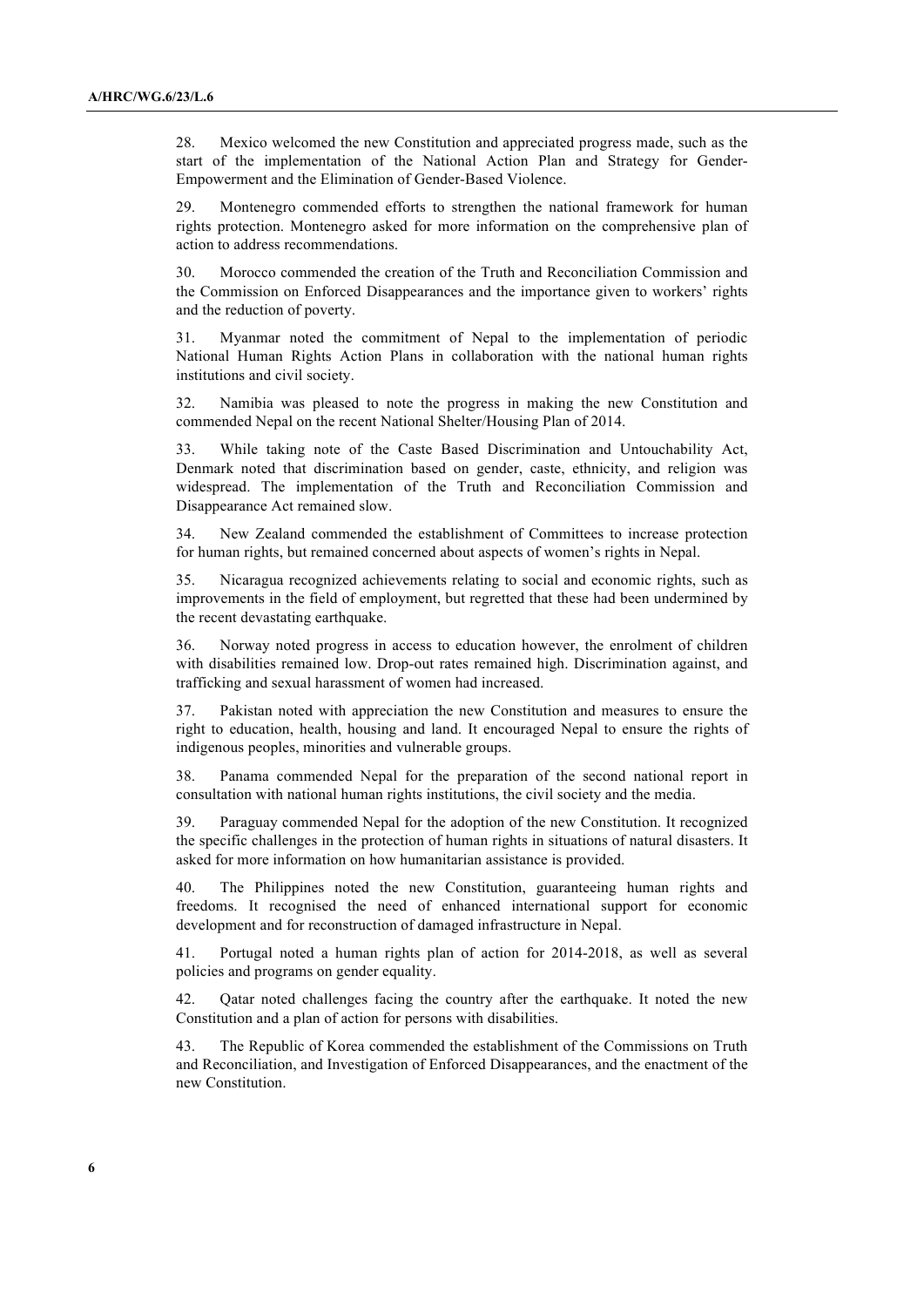28. Mexico welcomed the new Constitution and appreciated progress made, such as the start of the implementation of the National Action Plan and Strategy for Gender-Empowerment and the Elimination of Gender-Based Violence.

29. Montenegro commended efforts to strengthen the national framework for human rights protection. Montenegro asked for more information on the comprehensive plan of action to address recommendations.

30. Morocco commended the creation of the Truth and Reconciliation Commission and the Commission on Enforced Disappearances and the importance given to workers' rights and the reduction of poverty.

31. Myanmar noted the commitment of Nepal to the implementation of periodic National Human Rights Action Plans in collaboration with the national human rights institutions and civil society.

32. Namibia was pleased to note the progress in making the new Constitution and commended Nepal on the recent National Shelter/Housing Plan of 2014.

33. While taking note of the Caste Based Discrimination and Untouchability Act, Denmark noted that discrimination based on gender, caste, ethnicity, and religion was widespread. The implementation of the Truth and Reconciliation Commission and Disappearance Act remained slow.

34. New Zealand commended the establishment of Committees to increase protection for human rights, but remained concerned about aspects of women's rights in Nepal.

35. Nicaragua recognized achievements relating to social and economic rights, such as improvements in the field of employment, but regretted that these had been undermined by the recent devastating earthquake.

36. Norway noted progress in access to education however, the enrolment of children with disabilities remained low. Drop-out rates remained high. Discrimination against, and trafficking and sexual harassment of women had increased.

37. Pakistan noted with appreciation the new Constitution and measures to ensure the right to education, health, housing and land. It encouraged Nepal to ensure the rights of indigenous peoples, minorities and vulnerable groups.

38. Panama commended Nepal for the preparation of the second national report in consultation with national human rights institutions, the civil society and the media.

39. Paraguay commended Nepal for the adoption of the new Constitution. It recognized the specific challenges in the protection of human rights in situations of natural disasters. It asked for more information on how humanitarian assistance is provided.

40. The Philippines noted the new Constitution, guaranteeing human rights and freedoms. It recognised the need of enhanced international support for economic development and for reconstruction of damaged infrastructure in Nepal.

41. Portugal noted a human rights plan of action for 2014-2018, as well as several policies and programs on gender equality.

42. Qatar noted challenges facing the country after the earthquake. It noted the new Constitution and a plan of action for persons with disabilities.

43. The Republic of Korea commended the establishment of the Commissions on Truth and Reconciliation, and Investigation of Enforced Disappearances, and the enactment of the new Constitution.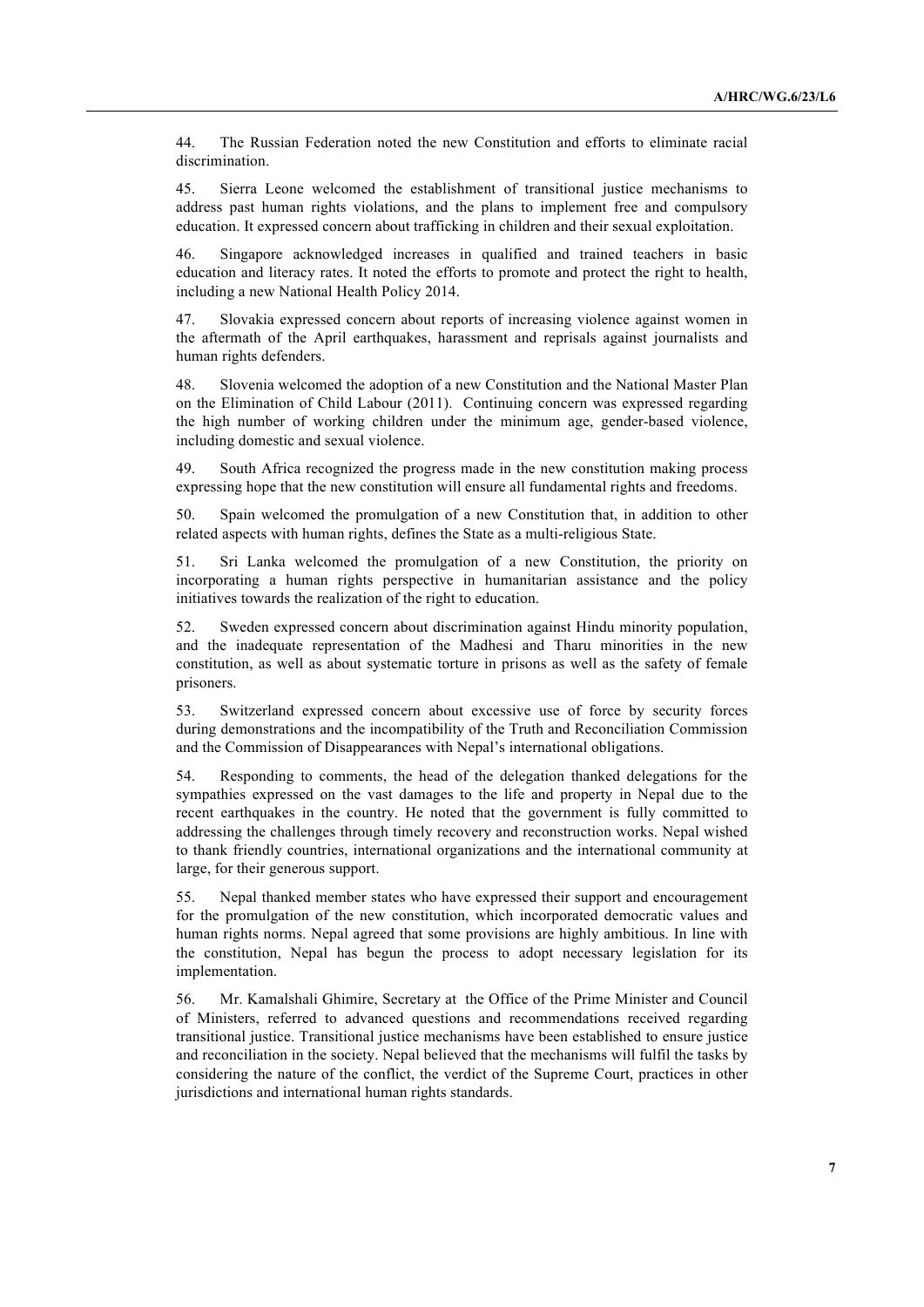44. The Russian Federation noted the new Constitution and efforts to eliminate racial discrimination.

45. Sierra Leone welcomed the establishment of transitional justice mechanisms to address past human rights violations, and the plans to implement free and compulsory education. It expressed concern about trafficking in children and their sexual exploitation.

46. Singapore acknowledged increases in qualified and trained teachers in basic education and literacy rates. It noted the efforts to promote and protect the right to health, including a new National Health Policy 2014.

47. Slovakia expressed concern about reports of increasing violence against women in the aftermath of the April earthquakes, harassment and reprisals against journalists and human rights defenders.

48. Slovenia welcomed the adoption of a new Constitution and the National Master Plan on the Elimination of Child Labour (2011). Continuing concern was expressed regarding the high number of working children under the minimum age, gender-based violence, including domestic and sexual violence.

49. South Africa recognized the progress made in the new constitution making process expressing hope that the new constitution will ensure all fundamental rights and freedoms.

50. Spain welcomed the promulgation of a new Constitution that, in addition to other related aspects with human rights, defines the State as a multi-religious State.

51. Sri Lanka welcomed the promulgation of a new Constitution, the priority on incorporating a human rights perspective in humanitarian assistance and the policy initiatives towards the realization of the right to education.

52. Sweden expressed concern about discrimination against Hindu minority population, and the inadequate representation of the Madhesi and Tharu minorities in the new constitution, as well as about systematic torture in prisons as well as the safety of female prisoners.

53. Switzerland expressed concern about excessive use of force by security forces during demonstrations and the incompatibility of the Truth and Reconciliation Commission and the Commission of Disappearances with Nepal's international obligations.

54. Responding to comments, the head of the delegation thanked delegations for the sympathies expressed on the vast damages to the life and property in Nepal due to the recent earthquakes in the country. He noted that the government is fully committed to addressing the challenges through timely recovery and reconstruction works. Nepal wished to thank friendly countries, international organizations and the international community at large, for their generous support.

55. Nepal thanked member states who have expressed their support and encouragement for the promulgation of the new constitution, which incorporated democratic values and human rights norms. Nepal agreed that some provisions are highly ambitious. In line with the constitution, Nepal has begun the process to adopt necessary legislation for its implementation.

56. Mr. Kamalshali Ghimire, Secretary at the Office of the Prime Minister and Council of Ministers, referred to advanced questions and recommendations received regarding transitional justice. Transitional justice mechanisms have been established to ensure justice and reconciliation in the society. Nepal believed that the mechanisms will fulfil the tasks by considering the nature of the conflict, the verdict of the Supreme Court, practices in other jurisdictions and international human rights standards.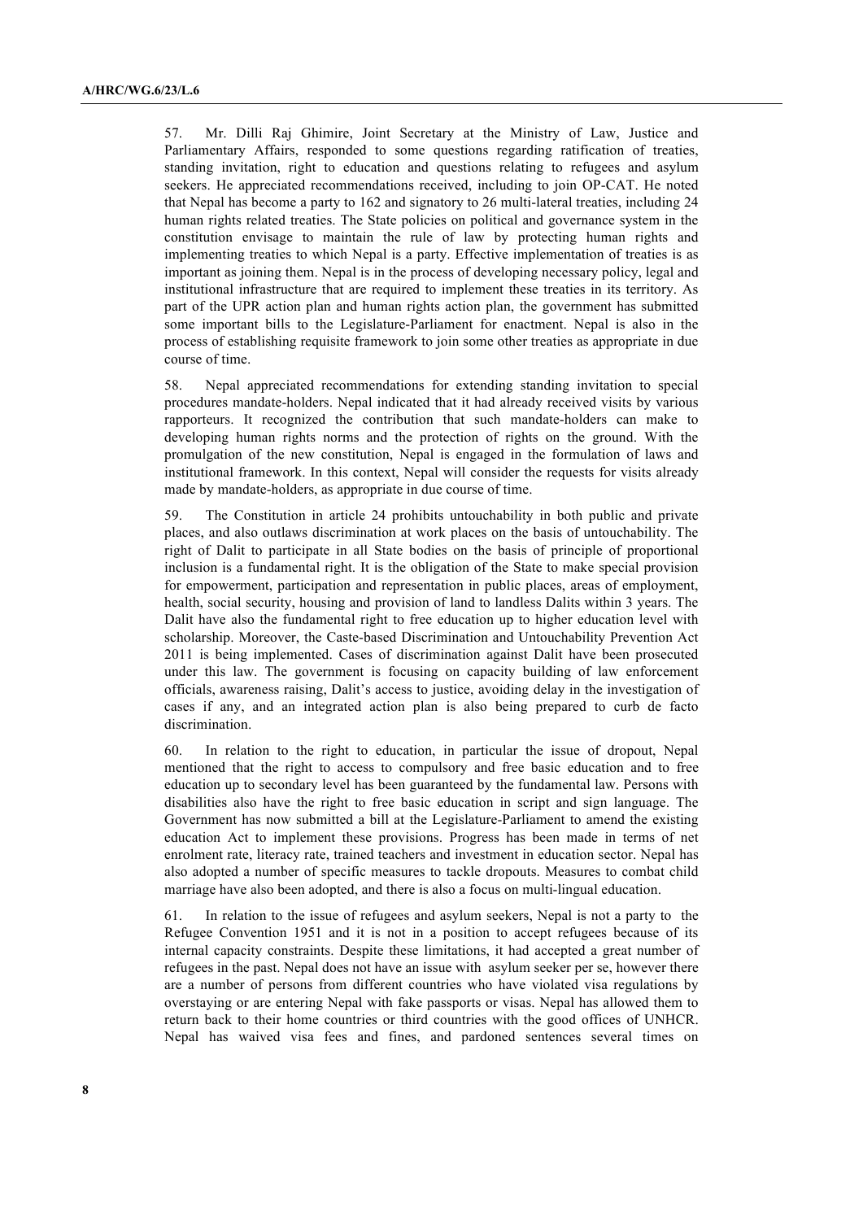57. Mr. Dilli Raj Ghimire, Joint Secretary at the Ministry of Law, Justice and Parliamentary Affairs, responded to some questions regarding ratification of treaties, standing invitation, right to education and questions relating to refugees and asylum seekers. He appreciated recommendations received, including to join OP-CAT. He noted that Nepal has become a party to 162 and signatory to 26 multi-lateral treaties, including 24 human rights related treaties. The State policies on political and governance system in the constitution envisage to maintain the rule of law by protecting human rights and implementing treaties to which Nepal is a party. Effective implementation of treaties is as important as joining them. Nepal is in the process of developing necessary policy, legal and institutional infrastructure that are required to implement these treaties in its territory. As part of the UPR action plan and human rights action plan, the government has submitted some important bills to the Legislature-Parliament for enactment. Nepal is also in the process of establishing requisite framework to join some other treaties as appropriate in due course of time.

58. Nepal appreciated recommendations for extending standing invitation to special procedures mandate-holders. Nepal indicated that it had already received visits by various rapporteurs. It recognized the contribution that such mandate-holders can make to developing human rights norms and the protection of rights on the ground. With the promulgation of the new constitution, Nepal is engaged in the formulation of laws and institutional framework. In this context, Nepal will consider the requests for visits already made by mandate-holders, as appropriate in due course of time.

59. The Constitution in article 24 prohibits untouchability in both public and private places, and also outlaws discrimination at work places on the basis of untouchability. The right of Dalit to participate in all State bodies on the basis of principle of proportional inclusion is a fundamental right. It is the obligation of the State to make special provision for empowerment, participation and representation in public places, areas of employment, health, social security, housing and provision of land to landless Dalits within 3 years. The Dalit have also the fundamental right to free education up to higher education level with scholarship. Moreover, the Caste-based Discrimination and Untouchability Prevention Act 2011 is being implemented. Cases of discrimination against Dalit have been prosecuted under this law. The government is focusing on capacity building of law enforcement officials, awareness raising, Dalit's access to justice, avoiding delay in the investigation of cases if any, and an integrated action plan is also being prepared to curb de facto discrimination.

60. In relation to the right to education, in particular the issue of dropout, Nepal mentioned that the right to access to compulsory and free basic education and to free education up to secondary level has been guaranteed by the fundamental law. Persons with disabilities also have the right to free basic education in script and sign language. The Government has now submitted a bill at the Legislature-Parliament to amend the existing education Act to implement these provisions. Progress has been made in terms of net enrolment rate, literacy rate, trained teachers and investment in education sector. Nepal has also adopted a number of specific measures to tackle dropouts. Measures to combat child marriage have also been adopted, and there is also a focus on multi-lingual education.

61. In relation to the issue of refugees and asylum seekers, Nepal is not a party to the Refugee Convention 1951 and it is not in a position to accept refugees because of its internal capacity constraints. Despite these limitations, it had accepted a great number of refugees in the past. Nepal does not have an issue with asylum seeker per se, however there are a number of persons from different countries who have violated visa regulations by overstaying or are entering Nepal with fake passports or visas. Nepal has allowed them to return back to their home countries or third countries with the good offices of UNHCR. Nepal has waived visa fees and fines, and pardoned sentences several times on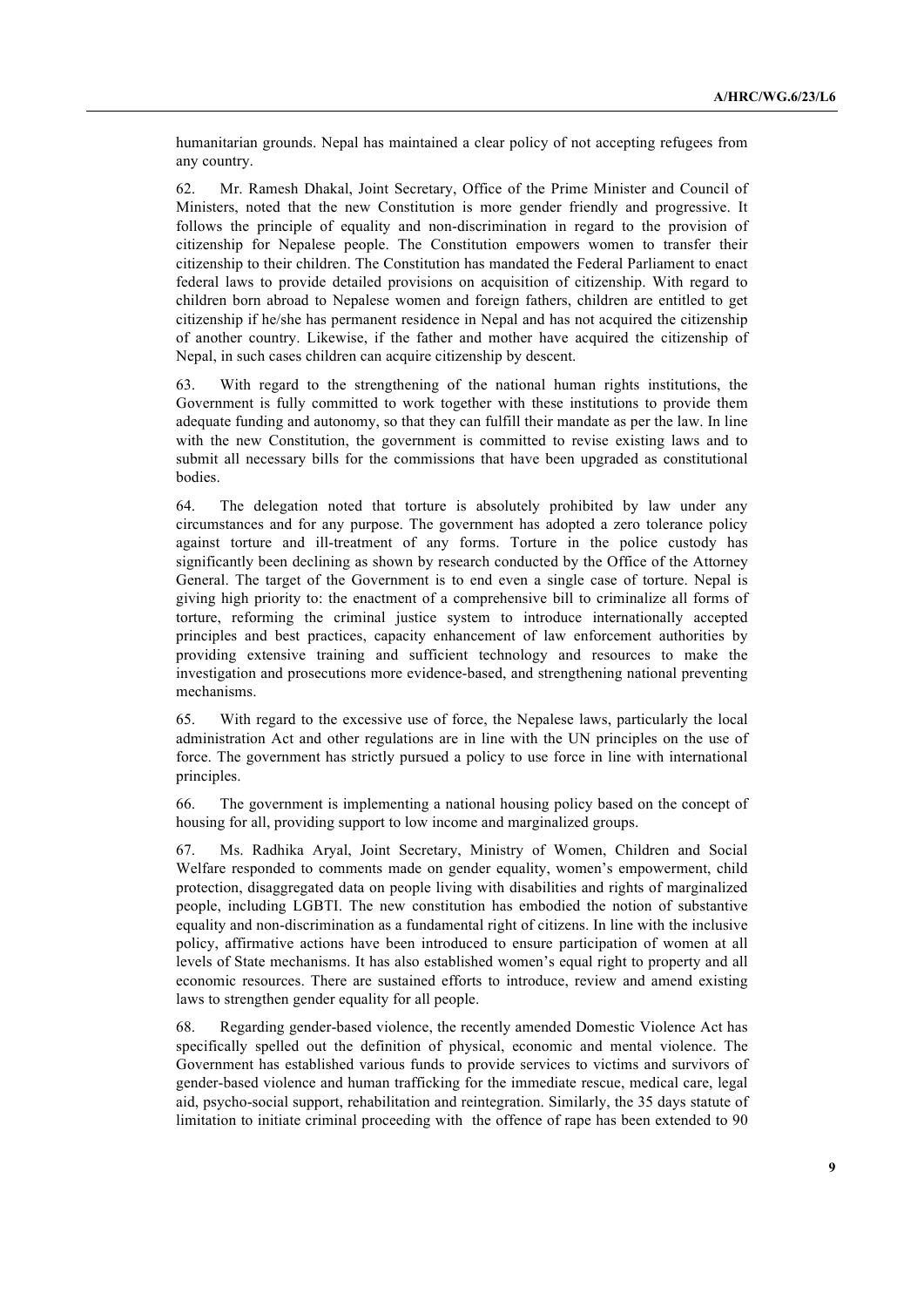humanitarian grounds. Nepal has maintained a clear policy of not accepting refugees from any country.

62. Mr. Ramesh Dhakal, Joint Secretary, Office of the Prime Minister and Council of Ministers, noted that the new Constitution is more gender friendly and progressive. It follows the principle of equality and non-discrimination in regard to the provision of citizenship for Nepalese people. The Constitution empowers women to transfer their citizenship to their children. The Constitution has mandated the Federal Parliament to enact federal laws to provide detailed provisions on acquisition of citizenship. With regard to children born abroad to Nepalese women and foreign fathers, children are entitled to get citizenship if he/she has permanent residence in Nepal and has not acquired the citizenship of another country. Likewise, if the father and mother have acquired the citizenship of Nepal, in such cases children can acquire citizenship by descent.

63. With regard to the strengthening of the national human rights institutions, the Government is fully committed to work together with these institutions to provide them adequate funding and autonomy, so that they can fulfill their mandate as per the law. In line with the new Constitution, the government is committed to revise existing laws and to submit all necessary bills for the commissions that have been upgraded as constitutional bodies.

64. The delegation noted that torture is absolutely prohibited by law under any circumstances and for any purpose. The government has adopted a zero tolerance policy against torture and ill-treatment of any forms. Torture in the police custody has significantly been declining as shown by research conducted by the Office of the Attorney General. The target of the Government is to end even a single case of torture. Nepal is giving high priority to: the enactment of a comprehensive bill to criminalize all forms of torture, reforming the criminal justice system to introduce internationally accepted principles and best practices, capacity enhancement of law enforcement authorities by providing extensive training and sufficient technology and resources to make the investigation and prosecutions more evidence-based, and strengthening national preventing mechanisms.

65. With regard to the excessive use of force, the Nepalese laws, particularly the local administration Act and other regulations are in line with the UN principles on the use of force. The government has strictly pursued a policy to use force in line with international principles.

66. The government is implementing a national housing policy based on the concept of housing for all, providing support to low income and marginalized groups.

67. Ms. Radhika Aryal, Joint Secretary, Ministry of Women, Children and Social Welfare responded to comments made on gender equality, women's empowerment, child protection, disaggregated data on people living with disabilities and rights of marginalized people, including LGBTI. The new constitution has embodied the notion of substantive equality and non-discrimination as a fundamental right of citizens. In line with the inclusive policy, affirmative actions have been introduced to ensure participation of women at all levels of State mechanisms. It has also established women's equal right to property and all economic resources. There are sustained efforts to introduce, review and amend existing laws to strengthen gender equality for all people.

68. Regarding gender-based violence, the recently amended Domestic Violence Act has specifically spelled out the definition of physical, economic and mental violence. The Government has established various funds to provide services to victims and survivors of gender-based violence and human trafficking for the immediate rescue, medical care, legal aid, psycho-social support, rehabilitation and reintegration. Similarly, the 35 days statute of limitation to initiate criminal proceeding with the offence of rape has been extended to 90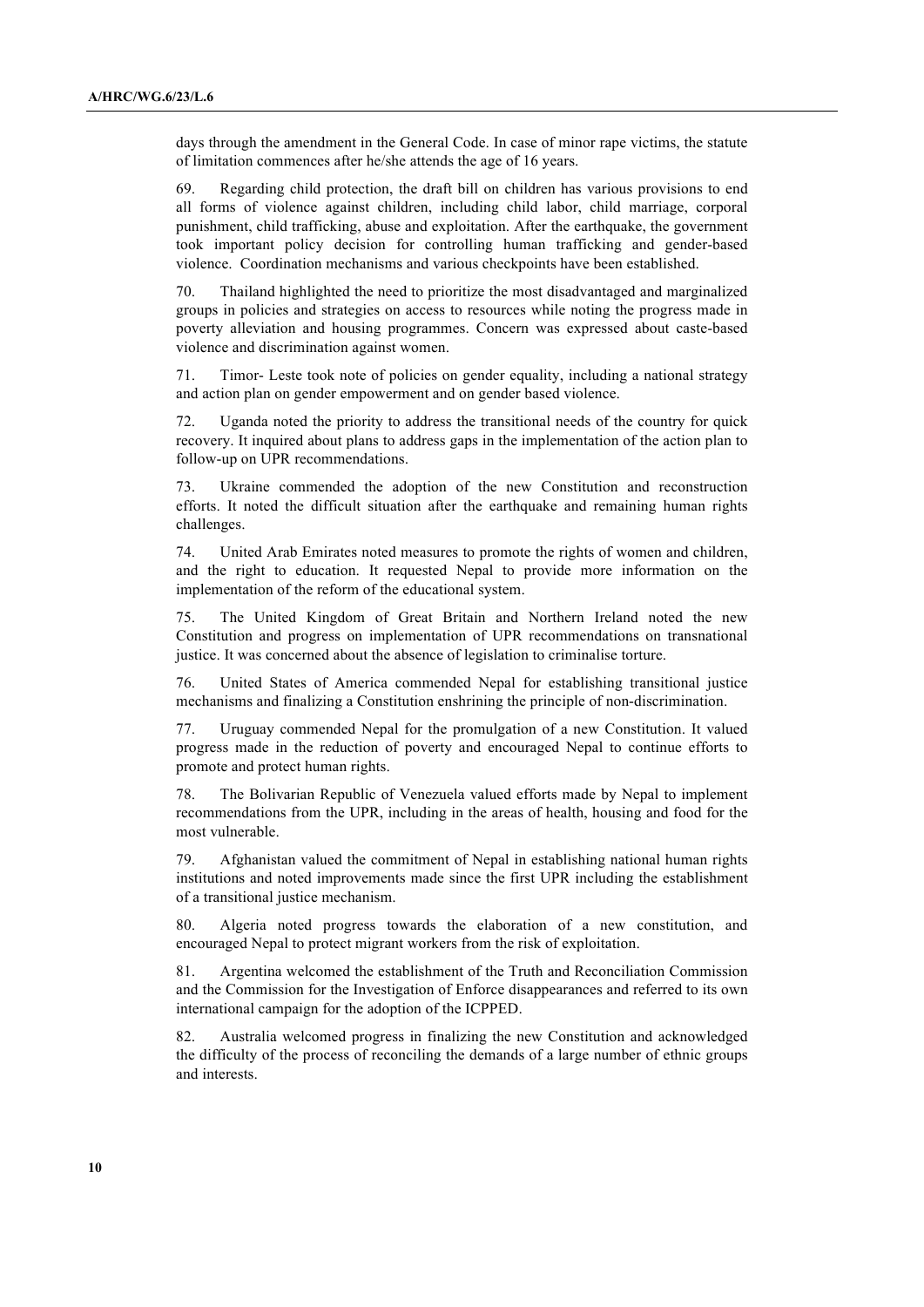days through the amendment in the General Code. In case of minor rape victims, the statute of limitation commences after he/she attends the age of 16 years.

69. Regarding child protection, the draft bill on children has various provisions to end all forms of violence against children, including child labor, child marriage, corporal punishment, child trafficking, abuse and exploitation. After the earthquake, the government took important policy decision for controlling human trafficking and gender-based violence. Coordination mechanisms and various checkpoints have been established.

70. Thailand highlighted the need to prioritize the most disadvantaged and marginalized groups in policies and strategies on access to resources while noting the progress made in poverty alleviation and housing programmes. Concern was expressed about caste-based violence and discrimination against women.

71. Timor- Leste took note of policies on gender equality, including a national strategy and action plan on gender empowerment and on gender based violence.

72. Uganda noted the priority to address the transitional needs of the country for quick recovery. It inquired about plans to address gaps in the implementation of the action plan to follow-up on UPR recommendations.

73. Ukraine commended the adoption of the new Constitution and reconstruction efforts. It noted the difficult situation after the earthquake and remaining human rights challenges.

74. United Arab Emirates noted measures to promote the rights of women and children, and the right to education. It requested Nepal to provide more information on the implementation of the reform of the educational system.

75. The United Kingdom of Great Britain and Northern Ireland noted the new Constitution and progress on implementation of UPR recommendations on transnational justice. It was concerned about the absence of legislation to criminalise torture.

76. United States of America commended Nepal for establishing transitional justice mechanisms and finalizing a Constitution enshrining the principle of non-discrimination.

77. Uruguay commended Nepal for the promulgation of a new Constitution. It valued progress made in the reduction of poverty and encouraged Nepal to continue efforts to promote and protect human rights.

78. The Bolivarian Republic of Venezuela valued efforts made by Nepal to implement recommendations from the UPR, including in the areas of health, housing and food for the most vulnerable.

79. Afghanistan valued the commitment of Nepal in establishing national human rights institutions and noted improvements made since the first UPR including the establishment of a transitional justice mechanism.

80. Algeria noted progress towards the elaboration of a new constitution, and encouraged Nepal to protect migrant workers from the risk of exploitation.

81. Argentina welcomed the establishment of the Truth and Reconciliation Commission and the Commission for the Investigation of Enforce disappearances and referred to its own international campaign for the adoption of the ICPPED.

82. Australia welcomed progress in finalizing the new Constitution and acknowledged the difficulty of the process of reconciling the demands of a large number of ethnic groups and interests.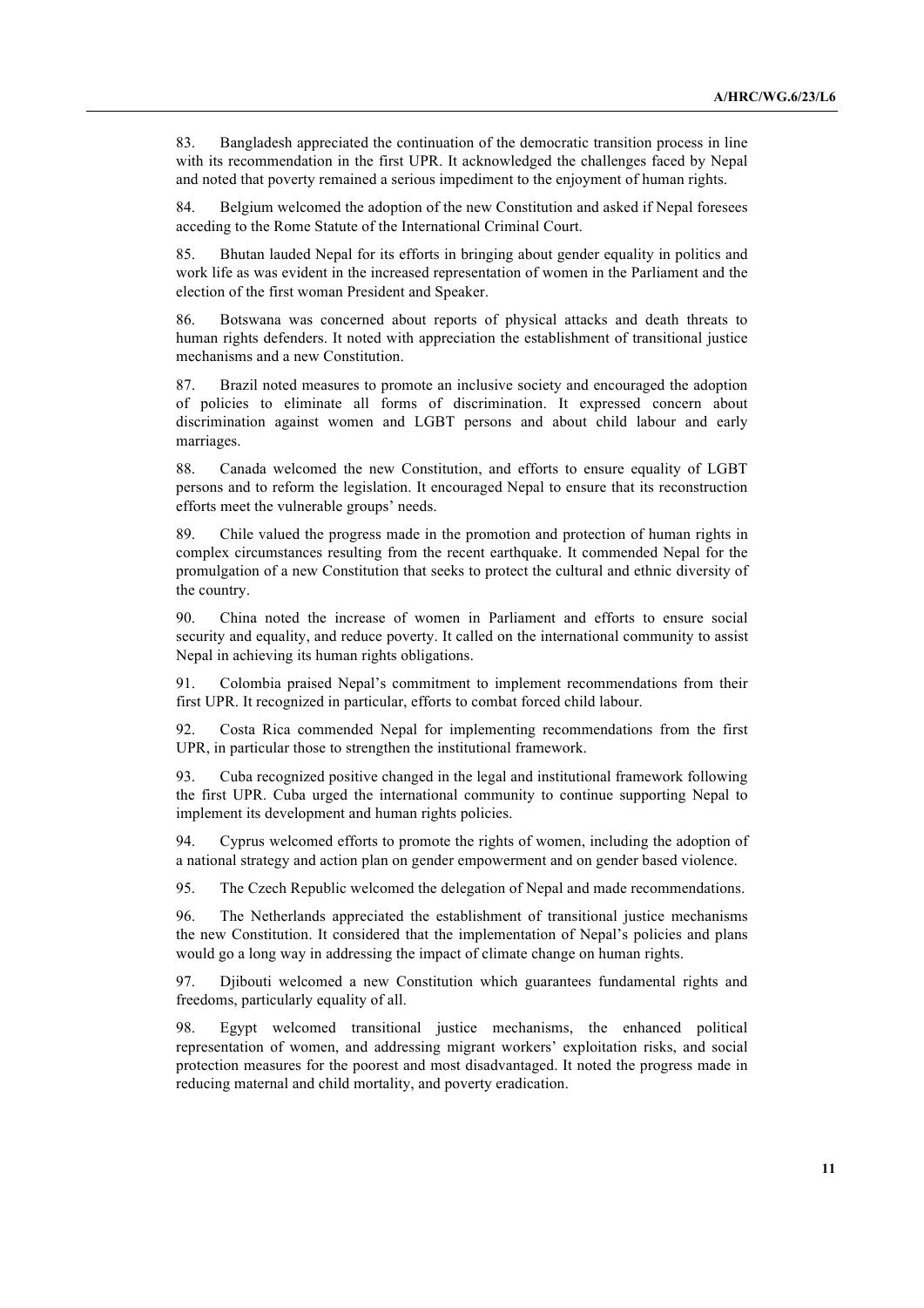83. Bangladesh appreciated the continuation of the democratic transition process in line with its recommendation in the first UPR. It acknowledged the challenges faced by Nepal and noted that poverty remained a serious impediment to the enjoyment of human rights.

84. Belgium welcomed the adoption of the new Constitution and asked if Nepal foresees acceding to the Rome Statute of the International Criminal Court.

85. Bhutan lauded Nepal for its efforts in bringing about gender equality in politics and work life as was evident in the increased representation of women in the Parliament and the election of the first woman President and Speaker.

86. Botswana was concerned about reports of physical attacks and death threats to human rights defenders. It noted with appreciation the establishment of transitional justice mechanisms and a new Constitution.

87. Brazil noted measures to promote an inclusive society and encouraged the adoption of policies to eliminate all forms of discrimination. It expressed concern about discrimination against women and LGBT persons and about child labour and early marriages.

88. Canada welcomed the new Constitution, and efforts to ensure equality of LGBT persons and to reform the legislation. It encouraged Nepal to ensure that its reconstruction efforts meet the vulnerable groups' needs.

89. Chile valued the progress made in the promotion and protection of human rights in complex circumstances resulting from the recent earthquake. It commended Nepal for the promulgation of a new Constitution that seeks to protect the cultural and ethnic diversity of the country.

90. China noted the increase of women in Parliament and efforts to ensure social security and equality, and reduce poverty. It called on the international community to assist Nepal in achieving its human rights obligations.

91. Colombia praised Nepal's commitment to implement recommendations from their first UPR. It recognized in particular, efforts to combat forced child labour.

92. Costa Rica commended Nepal for implementing recommendations from the first UPR, in particular those to strengthen the institutional framework.

93. Cuba recognized positive changed in the legal and institutional framework following the first UPR. Cuba urged the international community to continue supporting Nepal to implement its development and human rights policies.

94. Cyprus welcomed efforts to promote the rights of women, including the adoption of a national strategy and action plan on gender empowerment and on gender based violence.

95. The Czech Republic welcomed the delegation of Nepal and made recommendations.

96. The Netherlands appreciated the establishment of transitional justice mechanisms the new Constitution. It considered that the implementation of Nepal's policies and plans would go a long way in addressing the impact of climate change on human rights.

97. Djibouti welcomed a new Constitution which guarantees fundamental rights and freedoms, particularly equality of all.

98. Egypt welcomed transitional justice mechanisms, the enhanced political representation of women, and addressing migrant workers' exploitation risks, and social protection measures for the poorest and most disadvantaged. It noted the progress made in reducing maternal and child mortality, and poverty eradication.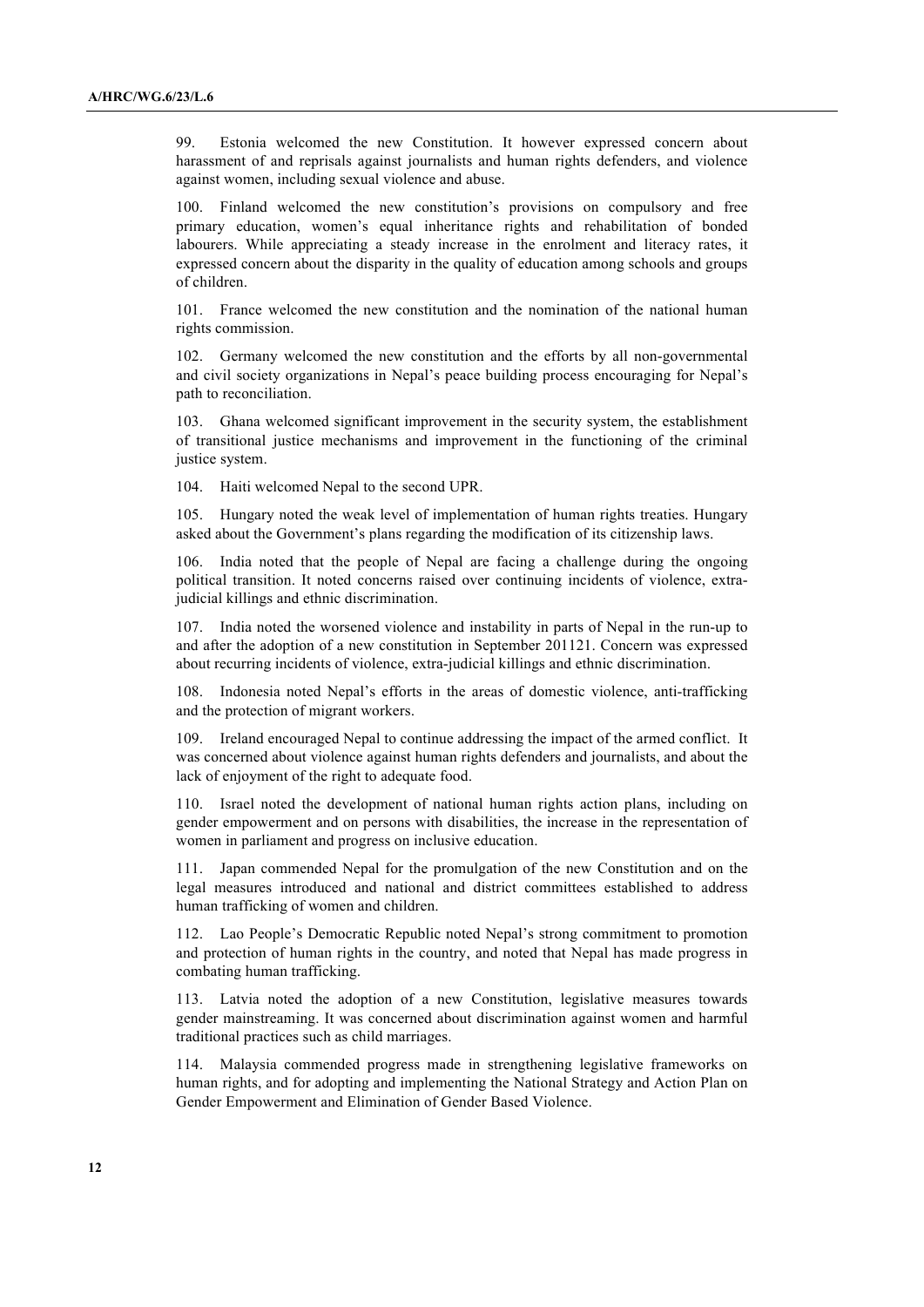99. Estonia welcomed the new Constitution. It however expressed concern about harassment of and reprisals against journalists and human rights defenders, and violence against women, including sexual violence and abuse.

100. Finland welcomed the new constitution's provisions on compulsory and free primary education, women's equal inheritance rights and rehabilitation of bonded labourers. While appreciating a steady increase in the enrolment and literacy rates, it expressed concern about the disparity in the quality of education among schools and groups of children.

101. France welcomed the new constitution and the nomination of the national human rights commission.

102. Germany welcomed the new constitution and the efforts by all non-governmental and civil society organizations in Nepal's peace building process encouraging for Nepal's path to reconciliation.

103. Ghana welcomed significant improvement in the security system, the establishment of transitional justice mechanisms and improvement in the functioning of the criminal justice system.

104. Haiti welcomed Nepal to the second UPR.

105. Hungary noted the weak level of implementation of human rights treaties. Hungary asked about the Government's plans regarding the modification of its citizenship laws.

106. India noted that the people of Nepal are facing a challenge during the ongoing political transition. It noted concerns raised over continuing incidents of violence, extra-judicial killings and ethnic discrimination.

107. India noted the worsened violence and instability in parts of Nepal in the run-up to and after the adoption of a new constitution in September 201121. Concern was expressed about recurring incidents of violence, extra-judicial killings and ethnic discrimination.

108. Indonesia noted Nepal's efforts in the areas of domestic violence, anti-trafficking and the protection of migrant workers.

109. Ireland encouraged Nepal to continue addressing the impact of the armed conflict. It was concerned about violence against human rights defenders and journalists, and about the lack of enjoyment of the right to adequate food.

110. Israel noted the development of national human rights action plans, including on gender empowerment and on persons with disabilities, the increase in the representation of women in parliament and progress on inclusive education.

111. Japan commended Nepal for the promulgation of the new Constitution and on the legal measures introduced and national and district committees established to address human trafficking of women and children.

112. Lao People's Democratic Republic noted Nepal's strong commitment to promotion and protection of human rights in the country, and noted that Nepal has made progress in combating human trafficking.

113. Latvia noted the adoption of a new Constitution, legislative measures towards gender mainstreaming. It was concerned about discrimination against women and harmful traditional practices such as child marriages.

114. Malaysia commended progress made in strengthening legislative frameworks on human rights, and for adopting and implementing the National Strategy and Action Plan on Gender Empowerment and Elimination of Gender Based Violence.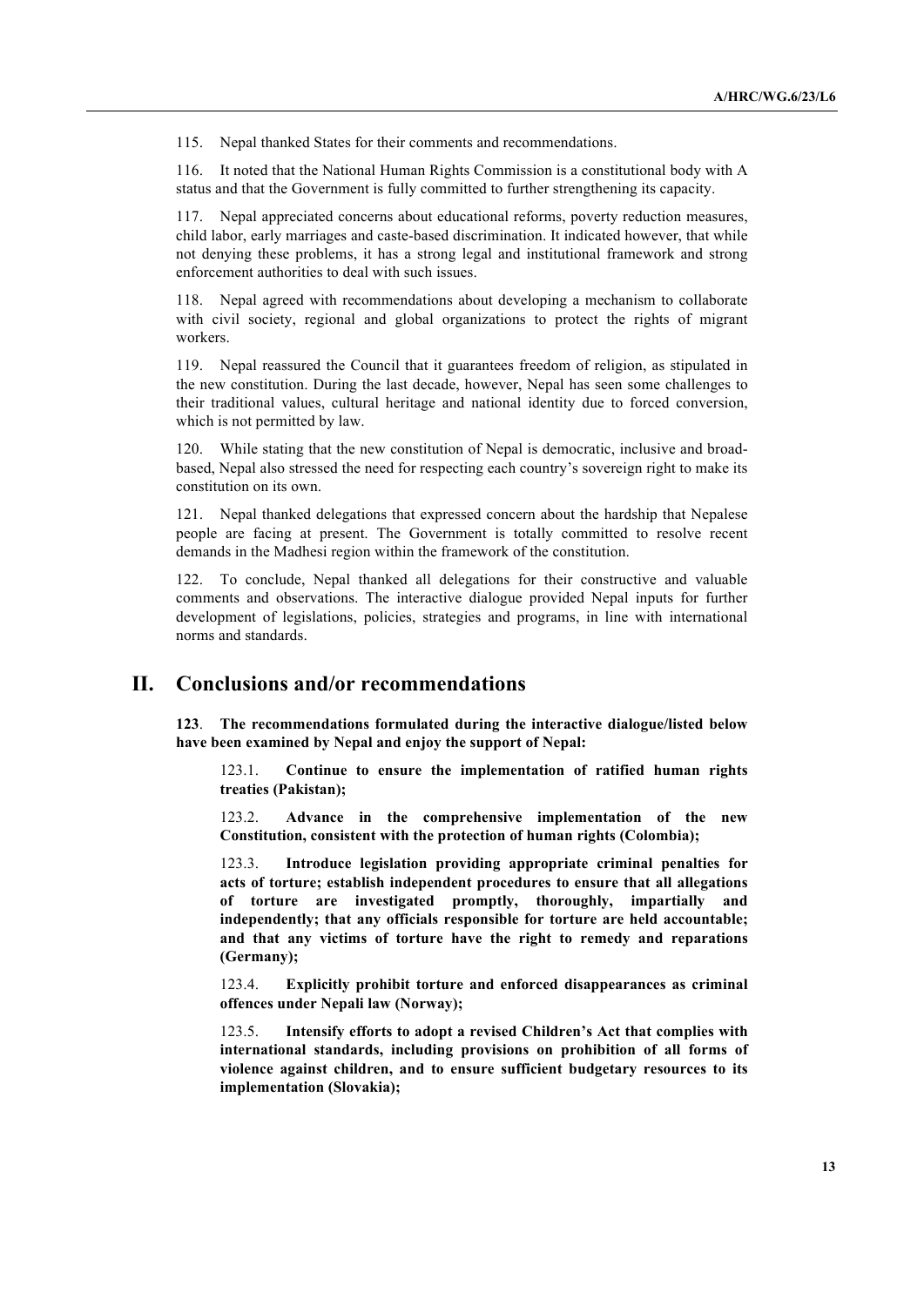115. Nepal thanked States for their comments and recommendations.

116. It noted that the National Human Rights Commission is a constitutional body with A status and that the Government is fully committed to further strengthening its capacity.

117. Nepal appreciated concerns about educational reforms, poverty reduction measures, child labor, early marriages and caste-based discrimination. It indicated however, that while not denying these problems, it has a strong legal and institutional framework and strong enforcement authorities to deal with such issues.

118. Nepal agreed with recommendations about developing a mechanism to collaborate with civil society, regional and global organizations to protect the rights of migrant workers.

119. Nepal reassured the Council that it guarantees freedom of religion, as stipulated in the new constitution. During the last decade, however, Nepal has seen some challenges to their traditional values, cultural heritage and national identity due to forced conversion, which is not permitted by law.

120. While stating that the new constitution of Nepal is democratic, inclusive and broad-based, Nepal also stressed the need for respecting each country's sovereign right to make its constitution on its own.

121. Nepal thanked delegations that expressed concern about the hardship that Nepalese people are facing at present. The Government is totally committed to resolve recent demands in the Madhesi region within the framework of the constitution.

122. To conclude, Nepal thanked all delegations for their constructive and valuable comments and observations. The interactive dialogue provided Nepal inputs for further development of legislations, policies, strategies and programs, in line with international norms and standards.

# II. Conclusions and/or recommendations

**123**. **The recommendations formulated during the interactive dialogue/listed below have been examined by Nepal and enjoy the support of Nepal:**

123.1. **Continue to ensure the implementation of ratified human rights treaties (Pakistan);**

123.2. **Advance in the comprehensive implementation of the new Constitution, consistent with the protection of human rights (Colombia);**

123.3. **Introduce legislation providing appropriate criminal penalties for acts of torture; establish independent procedures to ensure that all allegations of torture are investigated promptly, thoroughly, impartially and independently; that any officials responsible for torture are held accountable; and that any victims of torture have the right to remedy and reparations (Germany);**

123.4. **Explicitly prohibit torture and enforced disappearances as criminal offences under Nepali law (Norway);**

123.5. **Intensify efforts to adopt a revised Children's Act that complies with international standards, including provisions on prohibition of all forms of violence against children, and to ensure sufficient budgetary resources to its implementation (Slovakia);**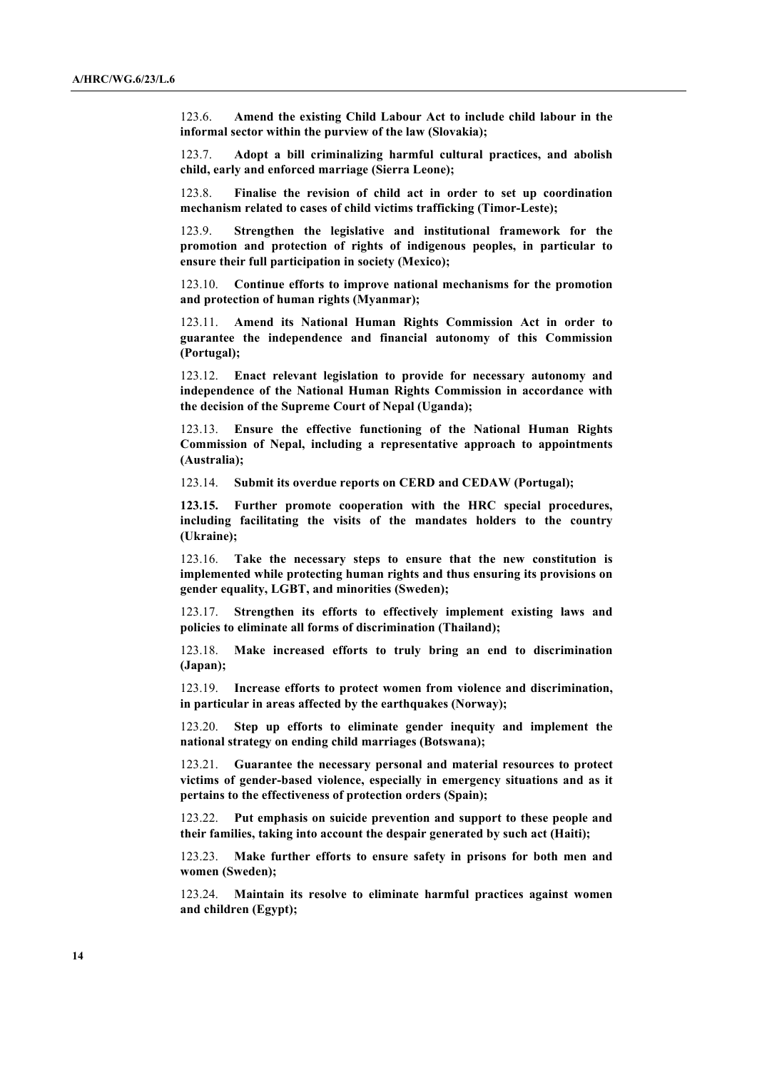123.6. **Amend the existing Child Labour Act to include child labour in the informal sector within the purview of the law (Slovakia);**

123.7. **Adopt a bill criminalizing harmful cultural practices, and abolish child, early and enforced marriage (Sierra Leone);**

123.8. **Finalise the revision of child act in order to set up coordination mechanism related to cases of child victims trafficking (Timor-Leste);**

123.9. **Strengthen the legislative and institutional framework for the promotion and protection of rights of indigenous peoples, in particular to ensure their full participation in society (Mexico);**

123.10. **Continue efforts to improve national mechanisms for the promotion and protection of human rights (Myanmar);**

123.11. **Amend its National Human Rights Commission Act in order to guarantee the independence and financial autonomy of this Commission (Portugal);**

123.12. **Enact relevant legislation to provide for necessary autonomy and independence of the National Human Rights Commission in accordance with the decision of the Supreme Court of Nepal (Uganda);**

123.13. **Ensure the effective functioning of the National Human Rights Commission of Nepal, including a representative approach to appointments (Australia);**

123.14. **Submit its overdue reports on CERD and CEDAW (Portugal);**

**123.15. Further promote cooperation with the HRC special procedures, including facilitating the visits of the mandates holders to the country (Ukraine);**

123.16. **Take the necessary steps to ensure that the new constitution is implemented while protecting human rights and thus ensuring its provisions on gender equality, LGBT, and minorities (Sweden);**

123.17. **Strengthen its efforts to effectively implement existing laws and policies to eliminate all forms of discrimination (Thailand);**

123.18. **Make increased efforts to truly bring an end to discrimination (Japan);**

123.19. **Increase efforts to protect women from violence and discrimination, in particular in areas affected by the earthquakes (Norway);**

123.20. **Step up efforts to eliminate gender inequity and implement the national strategy on ending child marriages (Botswana);**

123.21. **Guarantee the necessary personal and material resources to protect victims of gender-based violence, especially in emergency situations and as it pertains to the effectiveness of protection orders (Spain);**

123.22. **Put emphasis on suicide prevention and support to these people and their families, taking into account the despair generated by such act (Haiti);**

123.23. **Make further efforts to ensure safety in prisons for both men and women (Sweden);**

123.24. **Maintain its resolve to eliminate harmful practices against women and children (Egypt);**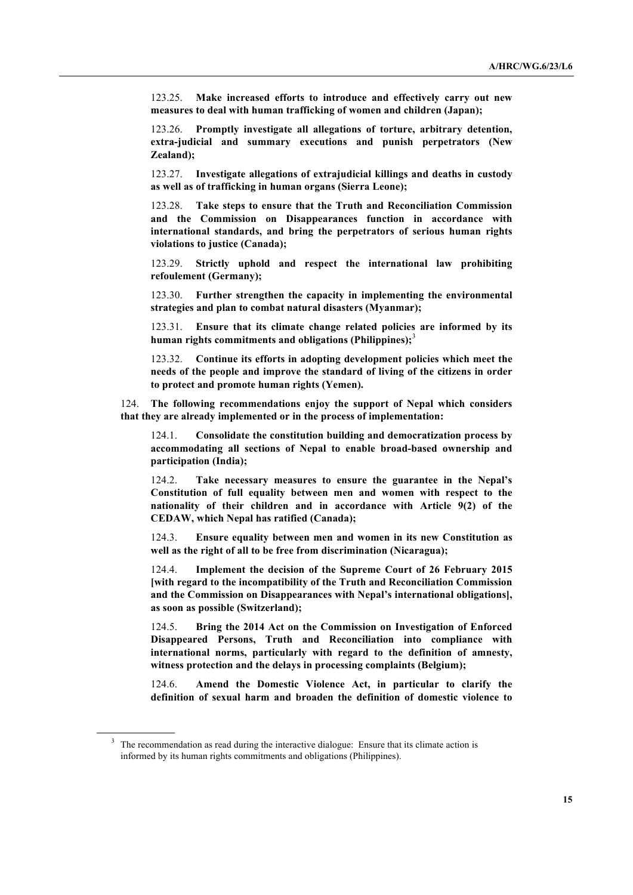123.25. **Make increased efforts to introduce and effectively carry out new measures to deal with human trafficking of women and children (Japan);**

123.26. **Promptly investigate all allegations of torture, arbitrary detention, extra-judicial and summary executions and punish perpetrators (New Zealand);**

123.27. **Investigate allegations of extrajudicial killings and deaths in custody as well as of trafficking in human organs (Sierra Leone);**

123.28. **Take steps to ensure that the Truth and Reconciliation Commission and the Commission on Disappearances function in accordance with international standards, and bring the perpetrators of serious human rights violations to justice (Canada);**

123.29. **Strictly uphold and respect the international law prohibiting refoulement (Germany);**

123.30. **Further strengthen the capacity in implementing the environmental strategies and plan to combat natural disasters (Myanmar);**

123.31. **Ensure that its climate change related policies are informed by its human rights commitments and obligations (Philippines);**[3]

123.32. **Continue its efforts in adopting development policies which meet the needs of the people and improve the standard of living of the citizens in order to protect and promote human rights (Yemen).**

124. **The following recommendations enjoy the support of Nepal which considers that they are already implemented or in the process of implementation:**

124.1. **Consolidate the constitution building and democratization process by accommodating all sections of Nepal to enable broad-based ownership and participation (India);**

124.2. **Take necessary measures to ensure the guarantee in the Nepal's Constitution of full equality between men and women with respect to the nationality of their children and in accordance with Article 9(2) of the CEDAW, which Nepal has ratified (Canada);**

124.3. **Ensure equality between men and women in its new Constitution as well as the right of all to be free from discrimination (Nicaragua);**

124.4. **Implement the decision of the Supreme Court of 26 February 2015 [with regard to the incompatibility of the Truth and Reconciliation Commission and the Commission on Disappearances with Nepal's international obligations], as soon as possible (Switzerland);**

124.5. **Bring the 2014 Act on the Commission on Investigation of Enforced Disappeared Persons, Truth and Reconciliation into compliance with international norms, particularly with regard to the definition of amnesty, witness protection and the delays in processing complaints (Belgium);**

124.6. **Amend the Domestic Violence Act, in particular to clarify the definition of sexual harm and broaden the definition of domestic violence to**

---

[3] The recommendation as read during the interactive dialogue: Ensure that its climate action is informed by its human rights commitments and obligations (Philippines).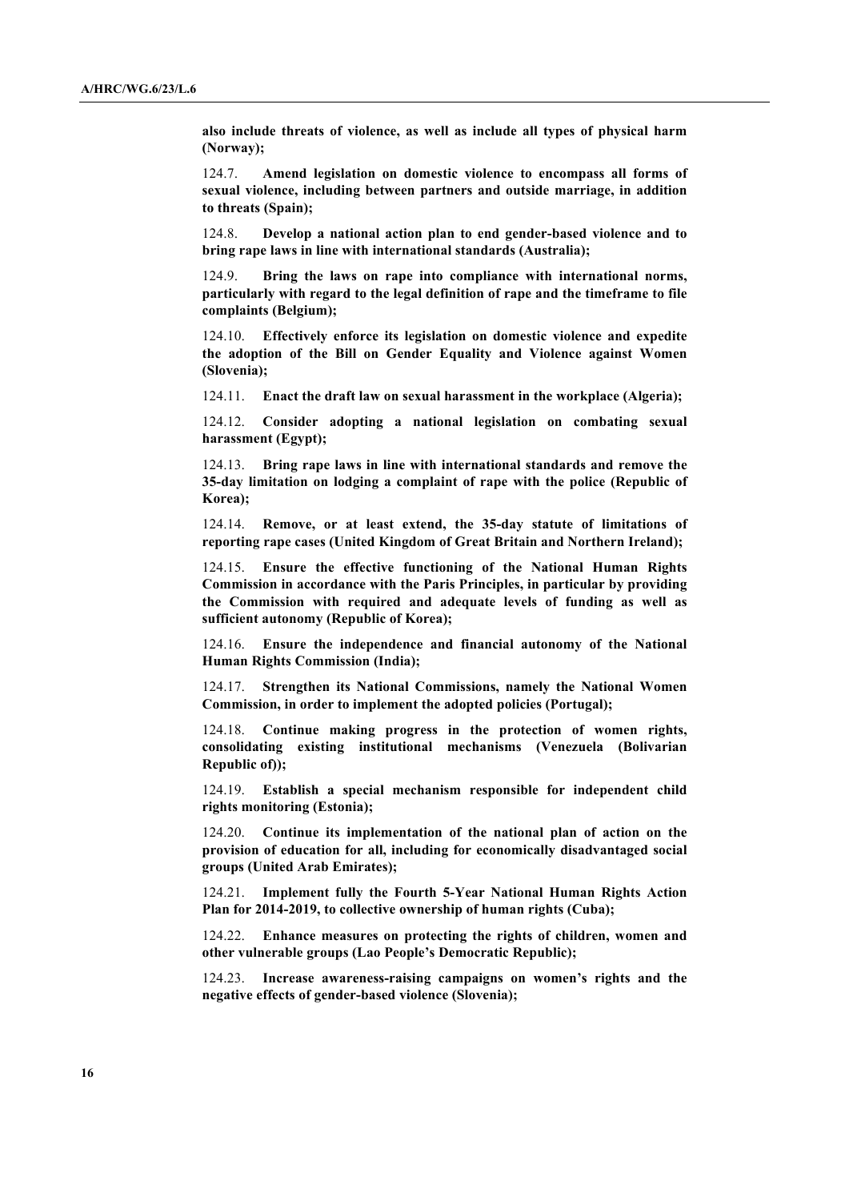**also include threats of violence, as well as include all types of physical harm (Norway);**

124.7. **Amend legislation on domestic violence to encompass all forms of sexual violence, including between partners and outside marriage, in addition to threats (Spain);**

124.8. **Develop a national action plan to end gender-based violence and to bring rape laws in line with international standards (Australia);**

124.9. **Bring the laws on rape into compliance with international norms, particularly with regard to the legal definition of rape and the timeframe to file complaints (Belgium);**

124.10. **Effectively enforce its legislation on domestic violence and expedite the adoption of the Bill on Gender Equality and Violence against Women (Slovenia);**

124.11. **Enact the draft law on sexual harassment in the workplace (Algeria);**

124.12. **Consider adopting a national legislation on combating sexual harassment (Egypt);**

124.13. **Bring rape laws in line with international standards and remove the 35-day limitation on lodging a complaint of rape with the police (Republic of Korea);**

124.14. **Remove, or at least extend, the 35-day statute of limitations of reporting rape cases (United Kingdom of Great Britain and Northern Ireland);**

124.15. **Ensure the effective functioning of the National Human Rights Commission in accordance with the Paris Principles, in particular by providing the Commission with required and adequate levels of funding as well as sufficient autonomy (Republic of Korea);**

124.16. **Ensure the independence and financial autonomy of the National Human Rights Commission (India);**

124.17. **Strengthen its National Commissions, namely the National Women Commission, in order to implement the adopted policies (Portugal);**

124.18. **Continue making progress in the protection of women rights, consolidating existing institutional mechanisms (Venezuela (Bolivarian Republic of));**

124.19. **Establish a special mechanism responsible for independent child rights monitoring (Estonia);**

124.20. **Continue its implementation of the national plan of action on the provision of education for all, including for economically disadvantaged social groups (United Arab Emirates);**

124.21. **Implement fully the Fourth 5-Year National Human Rights Action Plan for 2014-2019, to collective ownership of human rights (Cuba);**

124.22. **Enhance measures on protecting the rights of children, women and other vulnerable groups (Lao People's Democratic Republic);**

124.23. **Increase awareness-raising campaigns on women's rights and the negative effects of gender-based violence (Slovenia);**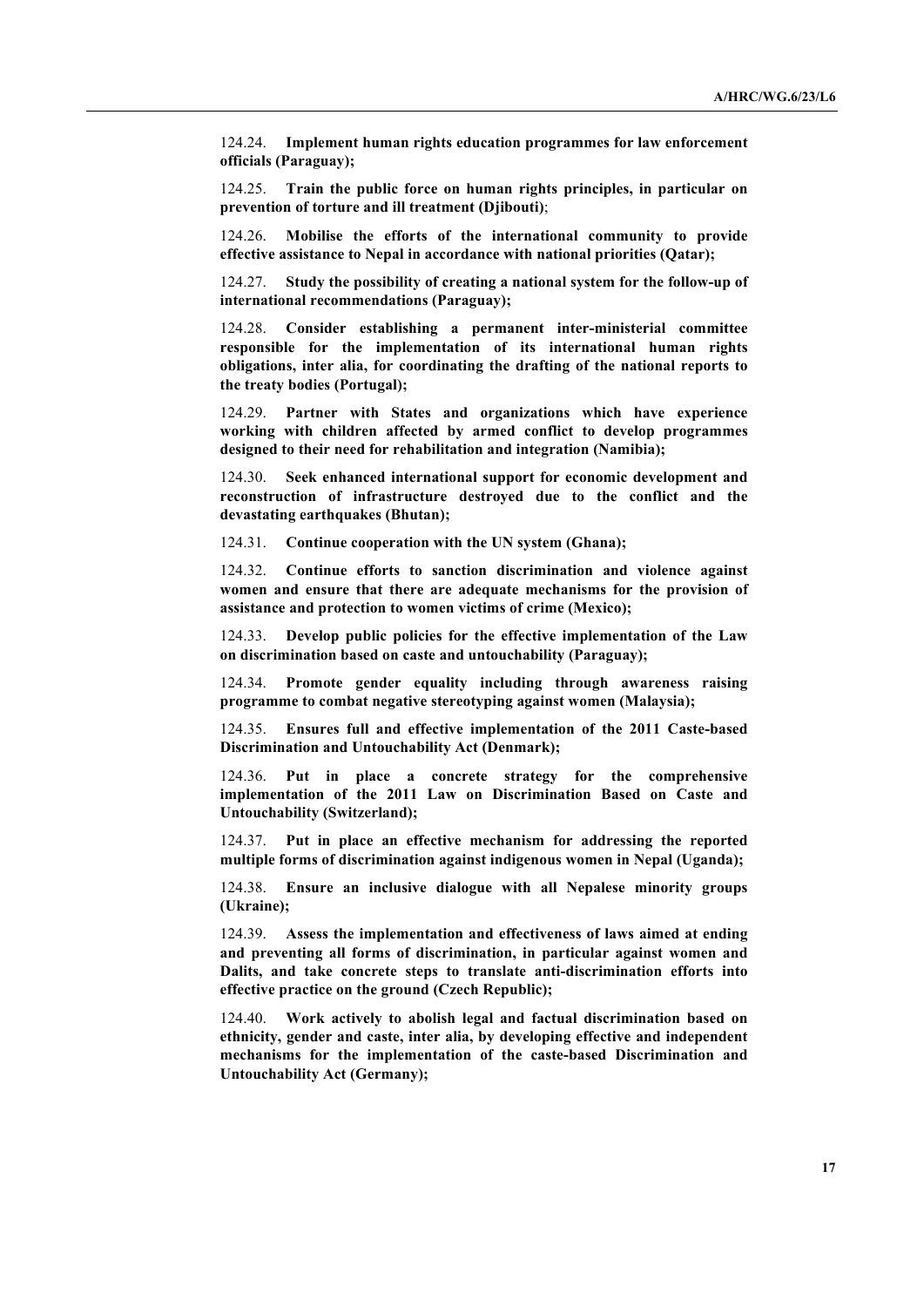124.24. **Implement human rights education programmes for law enforcement officials (Paraguay);**

124.25. **Train the public force on human rights principles, in particular on prevention of torture and ill treatment (Djibouti)**;

124.26. **Mobilise the efforts of the international community to provide effective assistance to Nepal in accordance with national priorities (Qatar);**

124.27. **Study the possibility of creating a national system for the follow-up of international recommendations (Paraguay);**

124.28. **Consider establishing a permanent inter-ministerial committee responsible for the implementation of its international human rights obligations, inter alia, for coordinating the drafting of the national reports to the treaty bodies (Portugal);**

124.29. **Partner with States and organizations which have experience working with children affected by armed conflict to develop programmes designed to their need for rehabilitation and integration (Namibia);**

124.30. **Seek enhanced international support for economic development and reconstruction of infrastructure destroyed due to the conflict and the devastating earthquakes (Bhutan);**

124.31. **Continue cooperation with the UN system (Ghana);**

124.32. **Continue efforts to sanction discrimination and violence against women and ensure that there are adequate mechanisms for the provision of assistance and protection to women victims of crime (Mexico);**

124.33. **Develop public policies for the effective implementation of the Law on discrimination based on caste and untouchability (Paraguay);**

124.34. **Promote gender equality including through awareness raising programme to combat negative stereotyping against women (Malaysia);**

124.35. **Ensures full and effective implementation of the 2011 Caste-based Discrimination and Untouchability Act (Denmark);**

124.36. **Put in place a concrete strategy for the comprehensive implementation of the 2011 Law on Discrimination Based on Caste and Untouchability (Switzerland);**

124.37. **Put in place an effective mechanism for addressing the reported multiple forms of discrimination against indigenous women in Nepal (Uganda);**

124.38. **Ensure an inclusive dialogue with all Nepalese minority groups (Ukraine);**

124.39. **Assess the implementation and effectiveness of laws aimed at ending and preventing all forms of discrimination, in particular against women and Dalits, and take concrete steps to translate anti-discrimination efforts into effective practice on the ground (Czech Republic);**

124.40. **Work actively to abolish legal and factual discrimination based on ethnicity, gender and caste, inter alia, by developing effective and independent mechanisms for the implementation of the caste-based Discrimination and Untouchability Act (Germany);**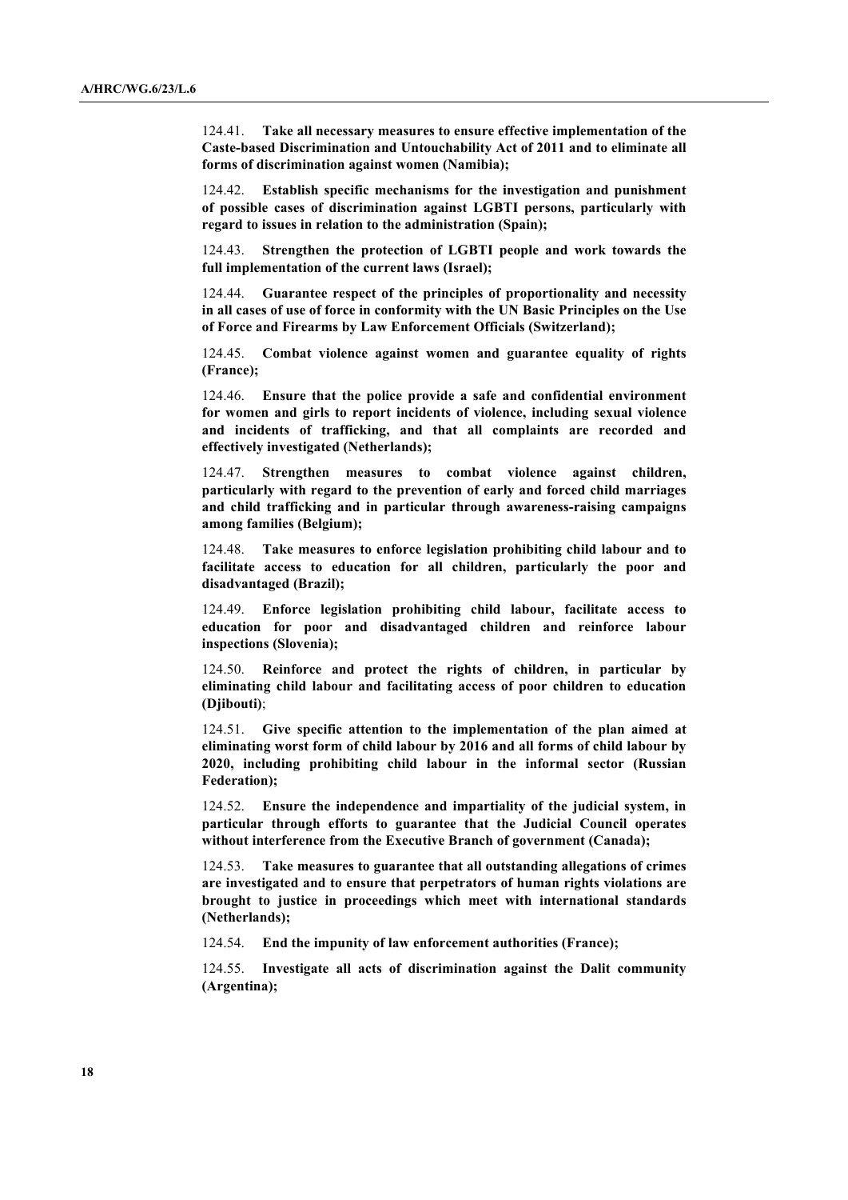124.41. **Take all necessary measures to ensure effective implementation of the Caste-based Discrimination and Untouchability Act of 2011 and to eliminate all forms of discrimination against women (Namibia);**

124.42. **Establish specific mechanisms for the investigation and punishment of possible cases of discrimination against LGBTI persons, particularly with regard to issues in relation to the administration (Spain);**

124.43. **Strengthen the protection of LGBTI people and work towards the full implementation of the current laws (Israel);**

124.44. **Guarantee respect of the principles of proportionality and necessity in all cases of use of force in conformity with the UN Basic Principles on the Use of Force and Firearms by Law Enforcement Officials (Switzerland);**

124.45. **Combat violence against women and guarantee equality of rights (France);**

124.46. **Ensure that the police provide a safe and confidential environment for women and girls to report incidents of violence, including sexual violence and incidents of trafficking, and that all complaints are recorded and effectively investigated (Netherlands);**

124.47. **Strengthen measures to combat violence against children, particularly with regard to the prevention of early and forced child marriages and child trafficking and in particular through awareness-raising campaigns among families (Belgium);**

124.48. **Take measures to enforce legislation prohibiting child labour and to facilitate access to education for all children, particularly the poor and disadvantaged (Brazil);**

124.49. **Enforce legislation prohibiting child labour, facilitate access to education for poor and disadvantaged children and reinforce labour inspections (Slovenia);**

124.50. **Reinforce and protect the rights of children, in particular by eliminating child labour and facilitating access of poor children to education (Djibouti)**;

124.51. **Give specific attention to the implementation of the plan aimed at eliminating worst form of child labour by 2016 and all forms of child labour by 2020, including prohibiting child labour in the informal sector (Russian Federation);**

124.52. **Ensure the independence and impartiality of the judicial system, in particular through efforts to guarantee that the Judicial Council operates without interference from the Executive Branch of government (Canada);**

124.53. **Take measures to guarantee that all outstanding allegations of crimes are investigated and to ensure that perpetrators of human rights violations are brought to justice in proceedings which meet with international standards (Netherlands);**

124.54. **End the impunity of law enforcement authorities (France);**

124.55. **Investigate all acts of discrimination against the Dalit community (Argentina);**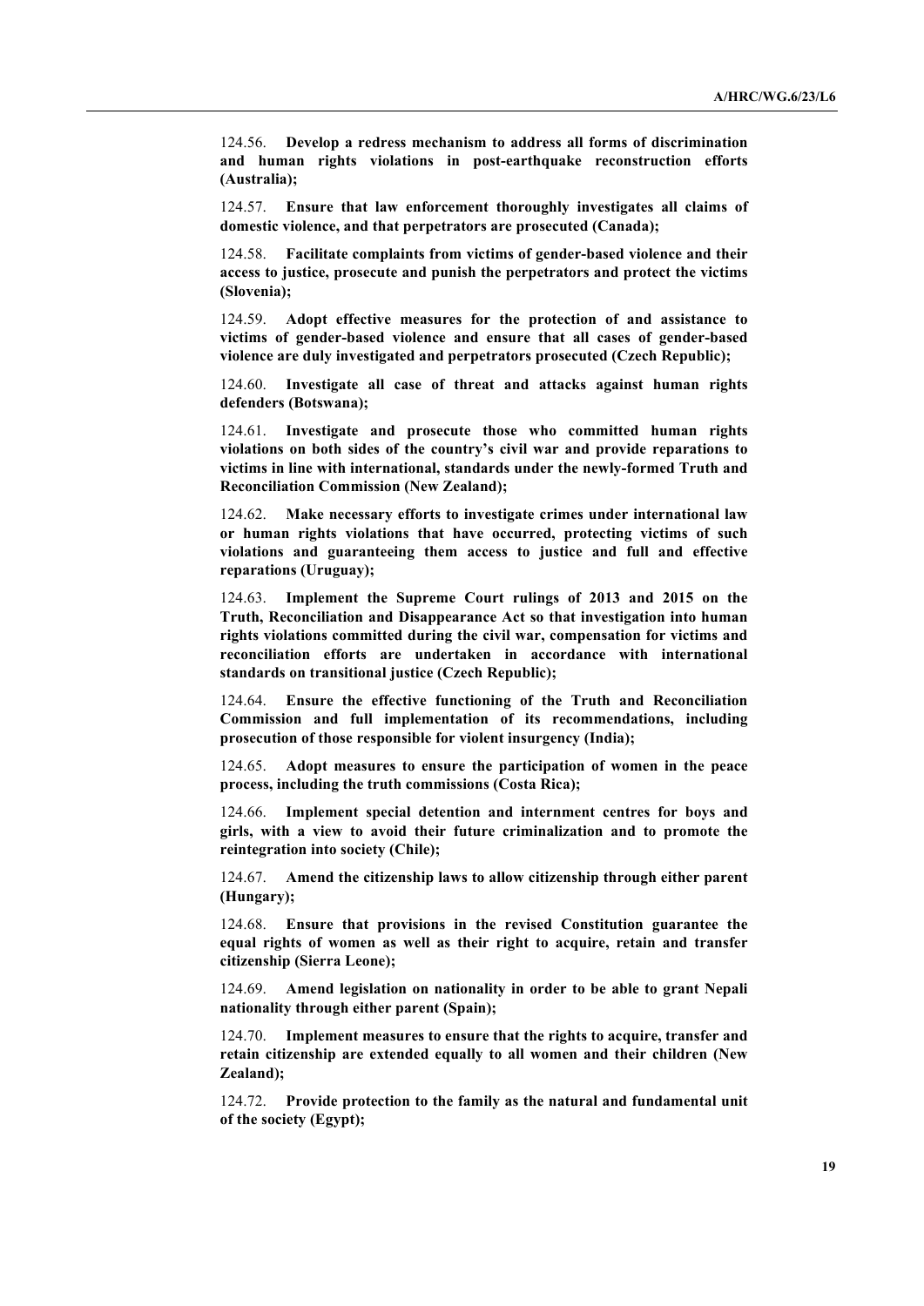124.56. **Develop a redress mechanism to address all forms of discrimination and human rights violations in post-earthquake reconstruction efforts (Australia);**

124.57. **Ensure that law enforcement thoroughly investigates all claims of domestic violence, and that perpetrators are prosecuted (Canada);**

124.58. **Facilitate complaints from victims of gender-based violence and their access to justice, prosecute and punish the perpetrators and protect the victims (Slovenia);**

124.59. **Adopt effective measures for the protection of and assistance to victims of gender-based violence and ensure that all cases of gender-based violence are duly investigated and perpetrators prosecuted (Czech Republic);**

124.60. **Investigate all case of threat and attacks against human rights defenders (Botswana);**

124.61. **Investigate and prosecute those who committed human rights violations on both sides of the country's civil war and provide reparations to victims in line with international, standards under the newly-formed Truth and Reconciliation Commission (New Zealand);**

124.62. **Make necessary efforts to investigate crimes under international law or human rights violations that have occurred, protecting victims of such violations and guaranteeing them access to justice and full and effective reparations (Uruguay);**

124.63. **Implement the Supreme Court rulings of 2013 and 2015 on the Truth, Reconciliation and Disappearance Act so that investigation into human rights violations committed during the civil war, compensation for victims and reconciliation efforts are undertaken in accordance with international standards on transitional justice (Czech Republic);**

124.64. **Ensure the effective functioning of the Truth and Reconciliation Commission and full implementation of its recommendations, including prosecution of those responsible for violent insurgency (India);**

124.65. **Adopt measures to ensure the participation of women in the peace process, including the truth commissions (Costa Rica);**

124.66. **Implement special detention and internment centres for boys and girls, with a view to avoid their future criminalization and to promote the reintegration into society (Chile);**

124.67. **Amend the citizenship laws to allow citizenship through either parent (Hungary);**

124.68. **Ensure that provisions in the revised Constitution guarantee the equal rights of women as well as their right to acquire, retain and transfer citizenship (Sierra Leone);**

124.69. **Amend legislation on nationality in order to be able to grant Nepali nationality through either parent (Spain);**

124.70. **Implement measures to ensure that the rights to acquire, transfer and retain citizenship are extended equally to all women and their children (New Zealand);**

124.72. **Provide protection to the family as the natural and fundamental unit of the society (Egypt);**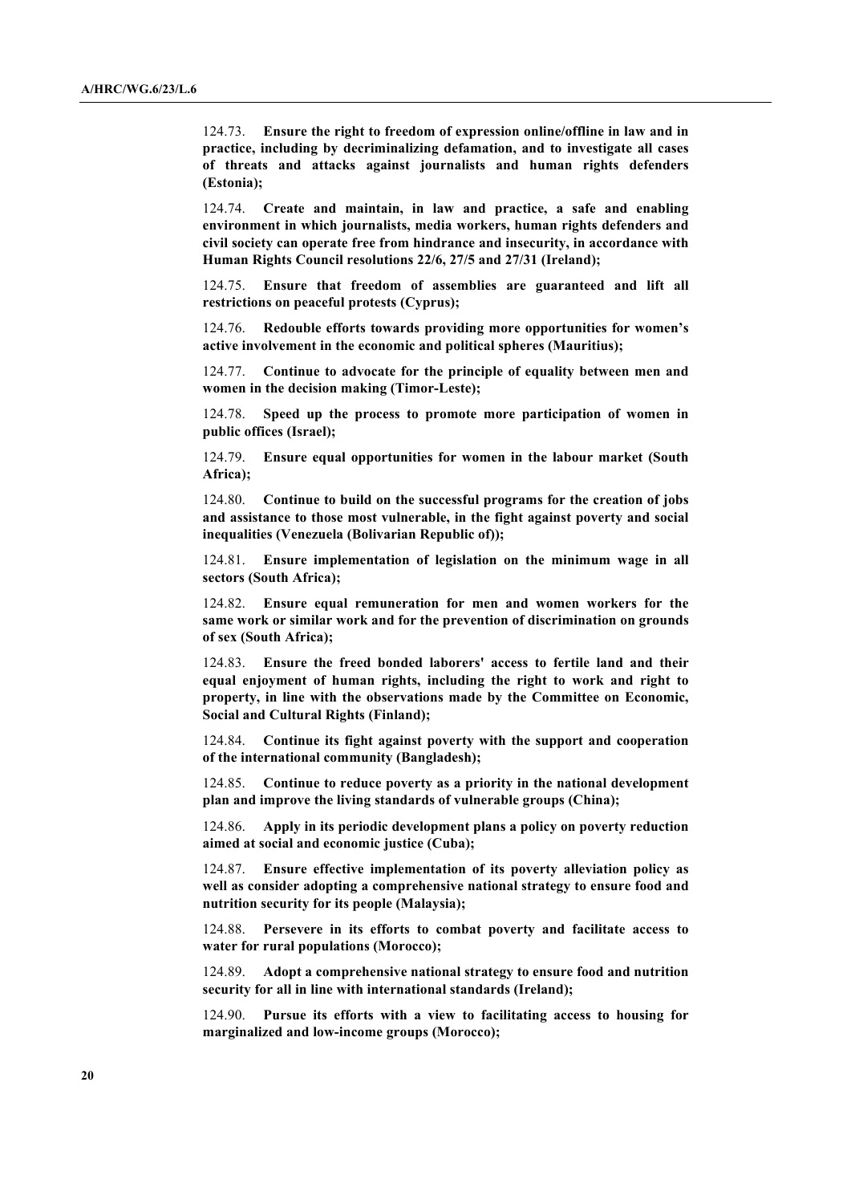124.73. **Ensure the right to freedom of expression online/offline in law and in practice, including by decriminalizing defamation, and to investigate all cases of threats and attacks against journalists and human rights defenders (Estonia);**

124.74. **Create and maintain, in law and practice, a safe and enabling environment in which journalists, media workers, human rights defenders and civil society can operate free from hindrance and insecurity, in accordance with Human Rights Council resolutions 22/6, 27/5 and 27/31 (Ireland);**

124.75. **Ensure that freedom of assemblies are guaranteed and lift all restrictions on peaceful protests (Cyprus);**

124.76. **Redouble efforts towards providing more opportunities for women's active involvement in the economic and political spheres (Mauritius);**

124.77. **Continue to advocate for the principle of equality between men and women in the decision making (Timor-Leste);**

124.78. **Speed up the process to promote more participation of women in public offices (Israel);**

124.79. **Ensure equal opportunities for women in the labour market (South Africa);**

124.80. **Continue to build on the successful programs for the creation of jobs and assistance to those most vulnerable, in the fight against poverty and social inequalities (Venezuela (Bolivarian Republic of));**

124.81. **Ensure implementation of legislation on the minimum wage in all sectors (South Africa);**

124.82. **Ensure equal remuneration for men and women workers for the same work or similar work and for the prevention of discrimination on grounds of sex (South Africa);**

124.83. **Ensure the freed bonded laborers' access to fertile land and their equal enjoyment of human rights, including the right to work and right to property, in line with the observations made by the Committee on Economic, Social and Cultural Rights (Finland);**

124.84. **Continue its fight against poverty with the support and cooperation of the international community (Bangladesh);**

124.85. **Continue to reduce poverty as a priority in the national development plan and improve the living standards of vulnerable groups (China);**

124.86. **Apply in its periodic development plans a policy on poverty reduction aimed at social and economic justice (Cuba);**

124.87. **Ensure effective implementation of its poverty alleviation policy as well as consider adopting a comprehensive national strategy to ensure food and nutrition security for its people (Malaysia);**

124.88. **Persevere in its efforts to combat poverty and facilitate access to water for rural populations (Morocco);**

124.89. **Adopt a comprehensive national strategy to ensure food and nutrition security for all in line with international standards (Ireland);**

124.90. **Pursue its efforts with a view to facilitating access to housing for marginalized and low-income groups (Morocco);**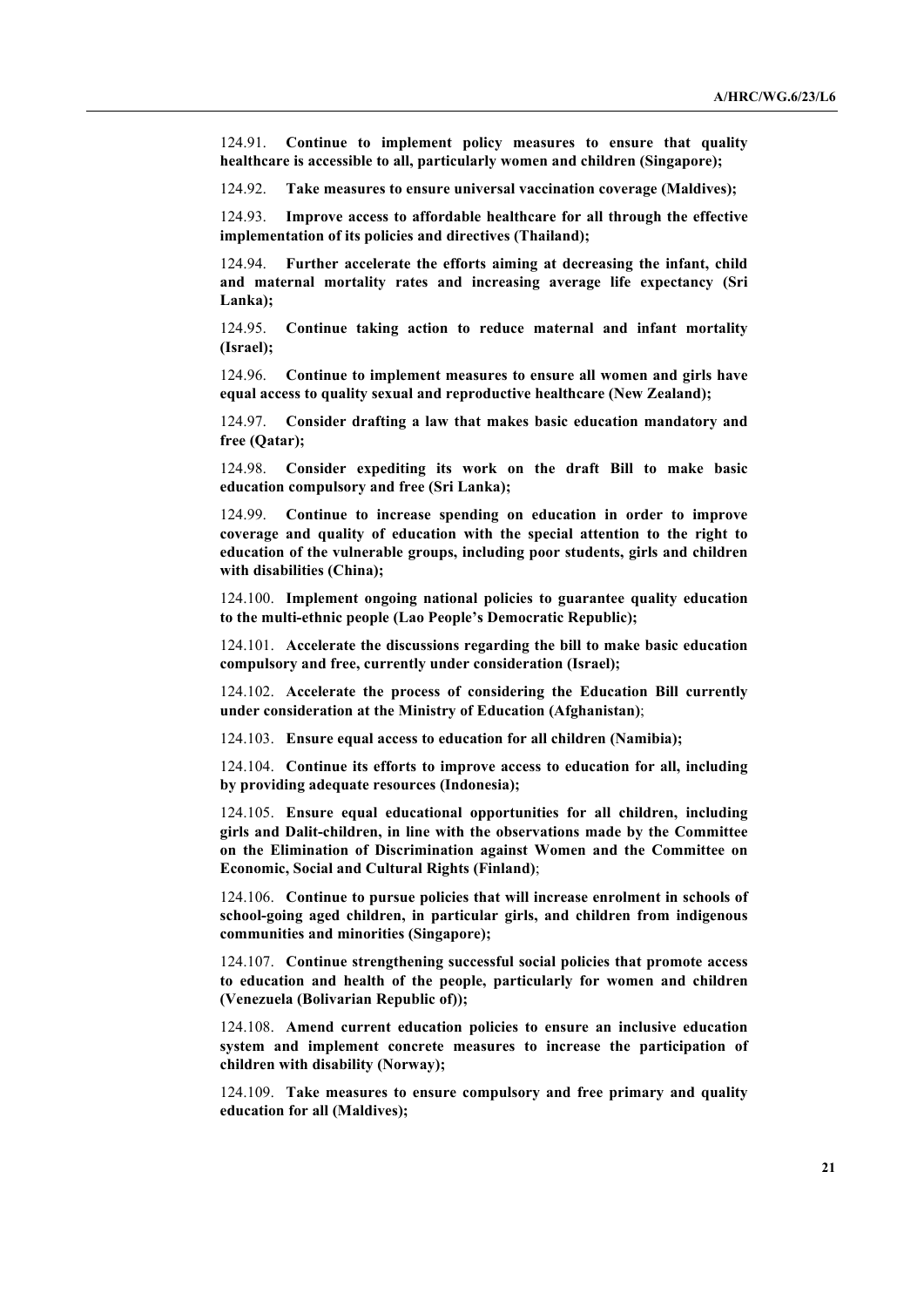124.91. **Continue to implement policy measures to ensure that quality healthcare is accessible to all, particularly women and children (Singapore);**

124.92. **Take measures to ensure universal vaccination coverage (Maldives);**

124.93. **Improve access to affordable healthcare for all through the effective implementation of its policies and directives (Thailand);**

124.94. **Further accelerate the efforts aiming at decreasing the infant, child and maternal mortality rates and increasing average life expectancy (Sri Lanka);**

124.95. **Continue taking action to reduce maternal and infant mortality (Israel);**

124.96. **Continue to implement measures to ensure all women and girls have equal access to quality sexual and reproductive healthcare (New Zealand);**

124.97. **Consider drafting a law that makes basic education mandatory and free (Qatar);**

124.98. **Consider expediting its work on the draft Bill to make basic education compulsory and free (Sri Lanka);**

124.99. **Continue to increase spending on education in order to improve coverage and quality of education with the special attention to the right to education of the vulnerable groups, including poor students, girls and children with disabilities (China);**

124.100. **Implement ongoing national policies to guarantee quality education to the multi-ethnic people (Lao People's Democratic Republic);**

124.101. **Accelerate the discussions regarding the bill to make basic education compulsory and free, currently under consideration (Israel);**

124.102. **Accelerate the process of considering the Education Bill currently under consideration at the Ministry of Education (Afghanistan)**;

124.103. **Ensure equal access to education for all children (Namibia);**

124.104. **Continue its efforts to improve access to education for all, including by providing adequate resources (Indonesia);**

124.105. **Ensure equal educational opportunities for all children, including girls and Dalit-children, in line with the observations made by the Committee on the Elimination of Discrimination against Women and the Committee on Economic, Social and Cultural Rights (Finland)**;

124.106. **Continue to pursue policies that will increase enrolment in schools of school-going aged children, in particular girls, and children from indigenous communities and minorities (Singapore);**

124.107. **Continue strengthening successful social policies that promote access to education and health of the people, particularly for women and children (Venezuela (Bolivarian Republic of));**

124.108. **Amend current education policies to ensure an inclusive education system and implement concrete measures to increase the participation of children with disability (Norway);**

124.109. **Take measures to ensure compulsory and free primary and quality education for all (Maldives);**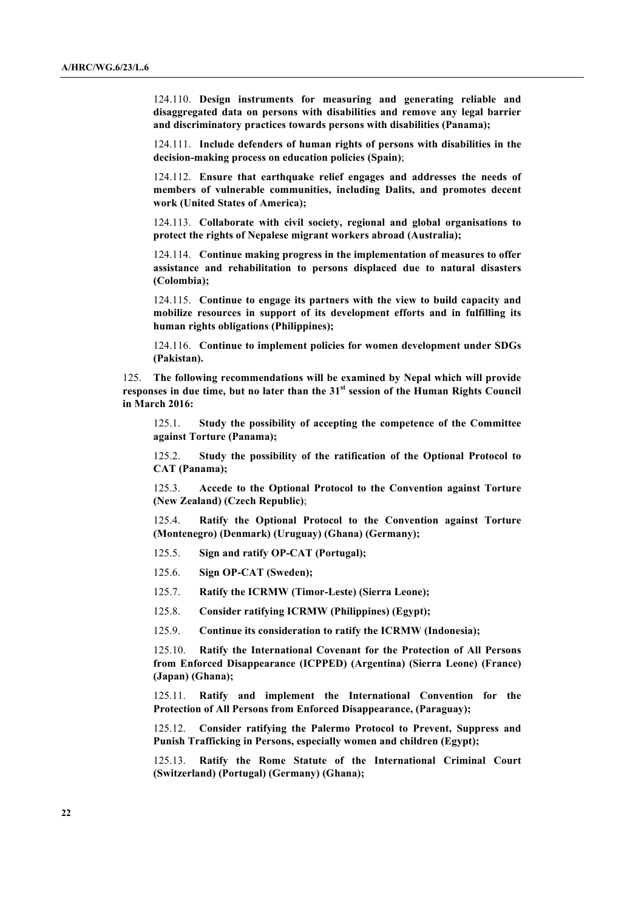124.110. **Design instruments for measuring and generating reliable and disaggregated data on persons with disabilities and remove any legal barrier and discriminatory practices towards persons with disabilities (Panama);**

124.111. **Include defenders of human rights of persons with disabilities in the decision-making process on education policies (Spain)**;

124.112. **Ensure that earthquake relief engages and addresses the needs of members of vulnerable communities, including Dalits, and promotes decent work (United States of America);**

124.113. **Collaborate with civil society, regional and global organisations to protect the rights of Nepalese migrant workers abroad (Australia);**

124.114. **Continue making progress in the implementation of measures to offer assistance and rehabilitation to persons displaced due to natural disasters (Colombia);**

124.115. **Continue to engage its partners with the view to build capacity and mobilize resources in support of its development efforts and in fulfilling its human rights obligations (Philippines);**

124.116. **Continue to implement policies for women development under SDGs (Pakistan).**

125. **The following recommendations will be examined by Nepal which will provide responses in due time, but no later than the 31st session of the Human Rights Council in March 2016:**

125.1. **Study the possibility of accepting the competence of the Committee against Torture (Panama);**

125.2. **Study the possibility of the ratification of the Optional Protocol to CAT (Panama);**

125.3. **Accede to the Optional Protocol to the Convention against Torture (New Zealand) (Czech Republic)**;

125.4. **Ratify the Optional Protocol to the Convention against Torture (Montenegro) (Denmark) (Uruguay) (Ghana) (Germany);**

125.5. **Sign and ratify OP-CAT (Portugal);**

125.6. **Sign OP-CAT (Sweden);**

125.7. **Ratify the ICRMW (Timor-Leste) (Sierra Leone);**

125.8. **Consider ratifying ICRMW (Philippines) (Egypt);**

125.9. **Continue its consideration to ratify the ICRMW (Indonesia);**

125.10. **Ratify the International Covenant for the Protection of All Persons from Enforced Disappearance (ICPPED) (Argentina) (Sierra Leone) (France) (Japan) (Ghana);**

125.11. **Ratify and implement the International Convention for the Protection of All Persons from Enforced Disappearance, (Paraguay);**

125.12. **Consider ratifying the Palermo Protocol to Prevent, Suppress and Punish Trafficking in Persons, especially women and children (Egypt);**

125.13. **Ratify the Rome Statute of the International Criminal Court (Switzerland) (Portugal) (Germany) (Ghana);**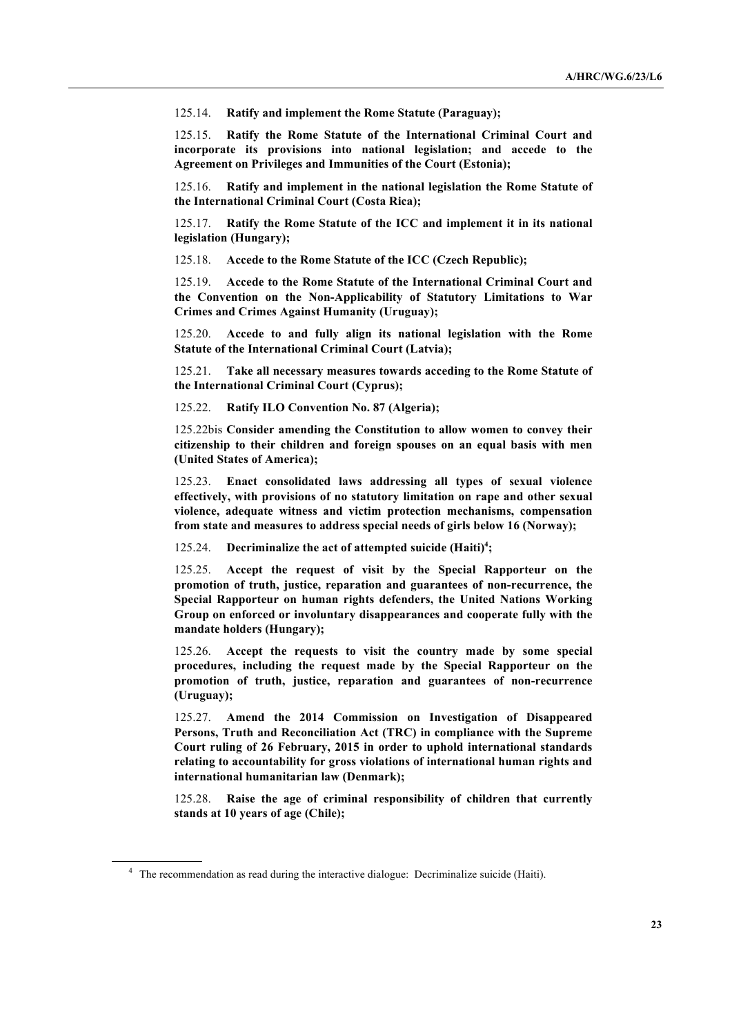125.14. **Ratify and implement the Rome Statute (Paraguay);**

125.15. **Ratify the Rome Statute of the International Criminal Court and incorporate its provisions into national legislation; and accede to the Agreement on Privileges and Immunities of the Court (Estonia);**

125.16. **Ratify and implement in the national legislation the Rome Statute of the International Criminal Court (Costa Rica);**

125.17. **Ratify the Rome Statute of the ICC and implement it in its national legislation (Hungary);**

125.18. **Accede to the Rome Statute of the ICC (Czech Republic);**

125.19. **Accede to the Rome Statute of the International Criminal Court and the Convention on the Non-Applicability of Statutory Limitations to War Crimes and Crimes Against Humanity (Uruguay);**

125.20. **Accede to and fully align its national legislation with the Rome Statute of the International Criminal Court (Latvia);**

125.21. **Take all necessary measures towards acceding to the Rome Statute of the International Criminal Court (Cyprus);**

125.22. **Ratify ILO Convention No. 87 (Algeria);**

125.22bis **Consider amending the Constitution to allow women to convey their citizenship to their children and foreign spouses on an equal basis with men (United States of America);**

125.23. **Enact consolidated laws addressing all types of sexual violence effectively, with provisions of no statutory limitation on rape and other sexual violence, adequate witness and victim protection mechanisms, compensation from state and measures to address special needs of girls below 16 (Norway);**

125.24. **Decriminalize the act of attempted suicide (Haiti)[4];**

125.25. **Accept the request of visit by the Special Rapporteur on the promotion of truth, justice, reparation and guarantees of non-recurrence, the Special Rapporteur on human rights defenders, the United Nations Working Group on enforced or involuntary disappearances and cooperate fully with the mandate holders (Hungary);**

125.26. **Accept the requests to visit the country made by some special procedures, including the request made by the Special Rapporteur on the promotion of truth, justice, reparation and guarantees of non-recurrence (Uruguay);**

125.27. **Amend the 2014 Commission on Investigation of Disappeared Persons, Truth and Reconciliation Act (TRC) in compliance with the Supreme Court ruling of 26 February, 2015 in order to uphold international standards relating to accountability for gross violations of international human rights and international humanitarian law (Denmark);**

125.28. **Raise the age of criminal responsibility of children that currently stands at 10 years of age (Chile);**

[4] The recommendation as read during the interactive dialogue: Decriminalize suicide (Haiti).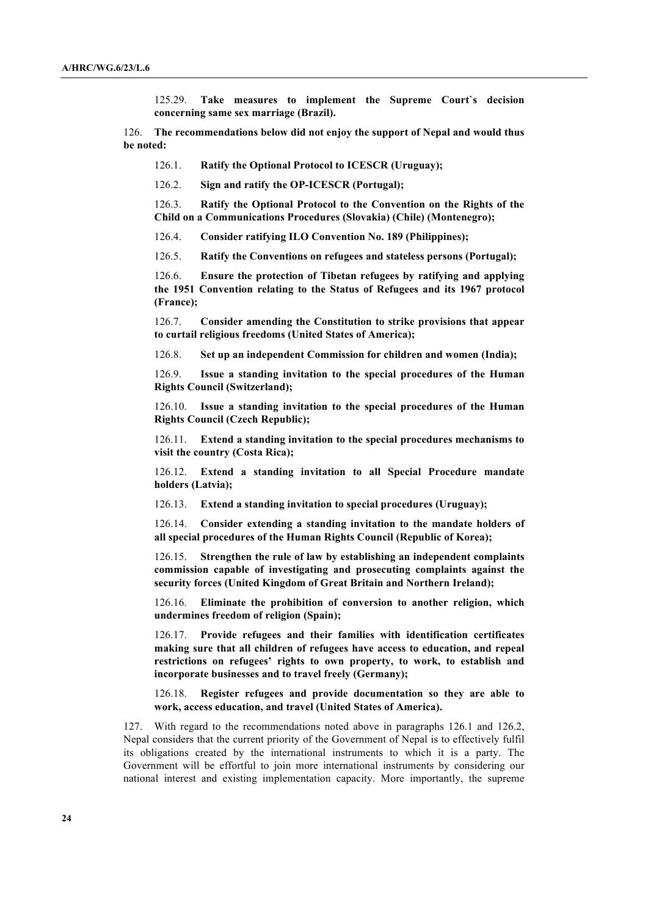125.29. **Take measures to implement the Supreme Court`s decision concerning same sex marriage (Brazil).**

126. **The recommendations below did not enjoy the support of Nepal and would thus be noted:**

126.1. **Ratify the Optional Protocol to ICESCR (Uruguay);**

126.2. **Sign and ratify the OP-ICESCR (Portugal);**

126.3. **Ratify the Optional Protocol to the Convention on the Rights of the Child on a Communications Procedures (Slovakia) (Chile) (Montenegro);**

126.4. **Consider ratifying ILO Convention No. 189 (Philippines);**

126.5. **Ratify the Conventions on refugees and stateless persons (Portugal);**

126.6. **Ensure the protection of Tibetan refugees by ratifying and applying the 1951 Convention relating to the Status of Refugees and its 1967 protocol (France);**

126.7. **Consider amending the Constitution to strike provisions that appear to curtail religious freedoms (United States of America);**

126.8. **Set up an independent Commission for children and women (India);**

126.9. **Issue a standing invitation to the special procedures of the Human Rights Council (Switzerland);**

126.10. **Issue a standing invitation to the special procedures of the Human Rights Council (Czech Republic);**

126.11. **Extend a standing invitation to the special procedures mechanisms to visit the country (Costa Rica);**

126.12. **Extend a standing invitation to all Special Procedure mandate holders (Latvia);**

126.13. **Extend a standing invitation to special procedures (Uruguay);**

126.14. **Consider extending a standing invitation to the mandate holders of all special procedures of the Human Rights Council (Republic of Korea);**

126.15. **Strengthen the rule of law by establishing an independent complaints commission capable of investigating and prosecuting complaints against the security forces (United Kingdom of Great Britain and Northern Ireland);**

126.16. **Eliminate the prohibition of conversion to another religion, which undermines freedom of religion (Spain);**

126.17. **Provide refugees and their families with identification certificates making sure that all children of refugees have access to education, and repeal restrictions on refugees' rights to own property, to work, to establish and incorporate businesses and to travel freely (Germany);**

126.18. **Register refugees and provide documentation so they are able to work, access education, and travel (United States of America).**

127. With regard to the recommendations noted above in paragraphs 126.1 and 126.2, Nepal considers that the current priority of the Government of Nepal is to effectively fulfil its obligations created by the international instruments to which it is a party. The Government will be effortful to join more international instruments by considering our national interest and existing implementation capacity. More importantly, the supreme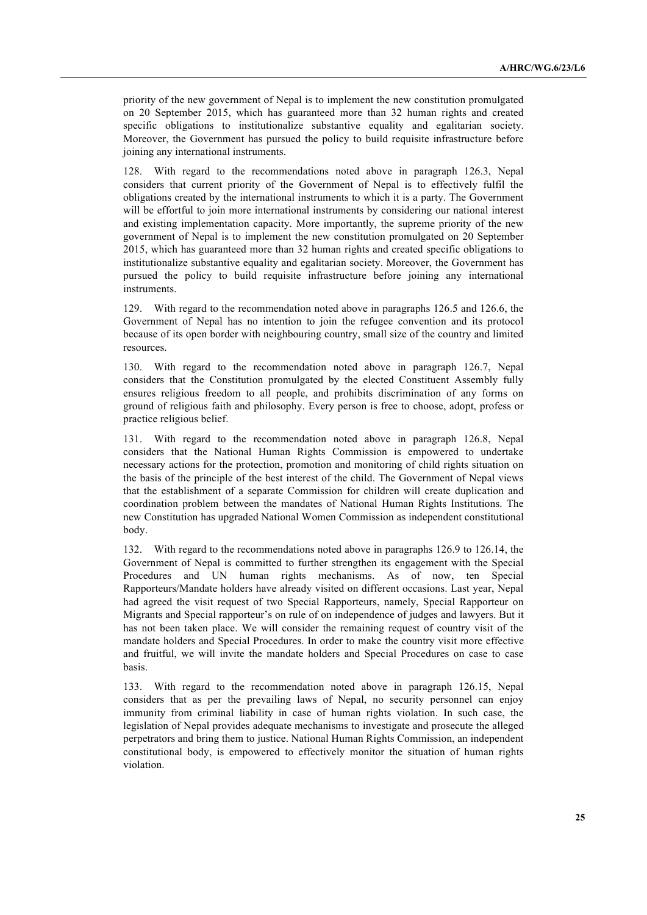priority of the new government of Nepal is to implement the new constitution promulgated on 20 September 2015, which has guaranteed more than 32 human rights and created specific obligations to institutionalize substantive equality and egalitarian society. Moreover, the Government has pursued the policy to build requisite infrastructure before joining any international instruments.

128. With regard to the recommendations noted above in paragraph 126.3, Nepal considers that current priority of the Government of Nepal is to effectively fulfil the obligations created by the international instruments to which it is a party. The Government will be effortful to join more international instruments by considering our national interest and existing implementation capacity. More importantly, the supreme priority of the new government of Nepal is to implement the new constitution promulgated on 20 September 2015, which has guaranteed more than 32 human rights and created specific obligations to institutionalize substantive equality and egalitarian society. Moreover, the Government has pursued the policy to build requisite infrastructure before joining any international instruments.

129. With regard to the recommendation noted above in paragraphs 126.5 and 126.6, the Government of Nepal has no intention to join the refugee convention and its protocol because of its open border with neighbouring country, small size of the country and limited resources.

130. With regard to the recommendation noted above in paragraph 126.7, Nepal considers that the Constitution promulgated by the elected Constituent Assembly fully ensures religious freedom to all people, and prohibits discrimination of any forms on ground of religious faith and philosophy. Every person is free to choose, adopt, profess or practice religious belief.

131. With regard to the recommendation noted above in paragraph 126.8, Nepal considers that the National Human Rights Commission is empowered to undertake necessary actions for the protection, promotion and monitoring of child rights situation on the basis of the principle of the best interest of the child. The Government of Nepal views that the establishment of a separate Commission for children will create duplication and coordination problem between the mandates of National Human Rights Institutions. The new Constitution has upgraded National Women Commission as independent constitutional body.

132. With regard to the recommendations noted above in paragraphs 126.9 to 126.14, the Government of Nepal is committed to further strengthen its engagement with the Special Procedures and UN human rights mechanisms. As of now, ten Special Rapporteurs/Mandate holders have already visited on different occasions. Last year, Nepal had agreed the visit request of two Special Rapporteurs, namely, Special Rapporteur on Migrants and Special rapporteur's on rule of on independence of judges and lawyers. But it has not been taken place. We will consider the remaining request of country visit of the mandate holders and Special Procedures. In order to make the country visit more effective and fruitful, we will invite the mandate holders and Special Procedures on case to case basis.

133. With regard to the recommendation noted above in paragraph 126.15, Nepal considers that as per the prevailing laws of Nepal, no security personnel can enjoy immunity from criminal liability in case of human rights violation. In such case, the legislation of Nepal provides adequate mechanisms to investigate and prosecute the alleged perpetrators and bring them to justice. National Human Rights Commission, an independent constitutional body, is empowered to effectively monitor the situation of human rights violation.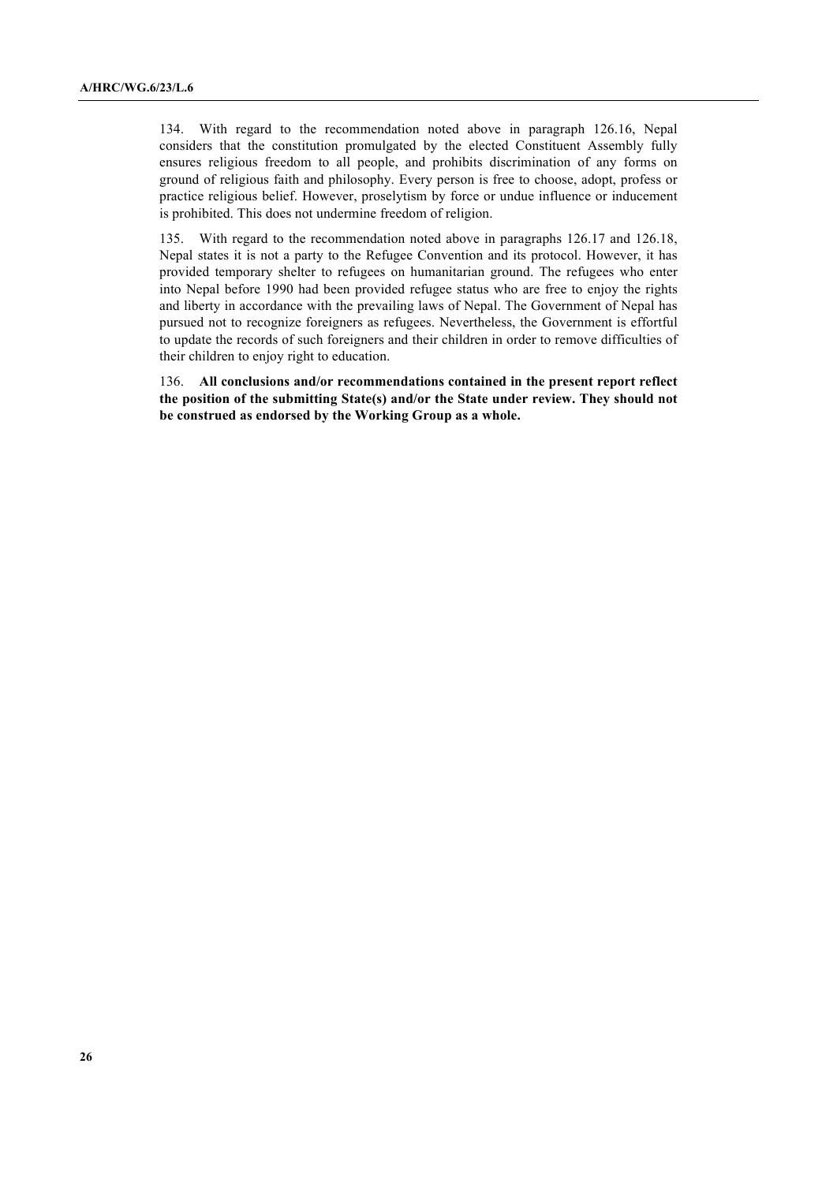134. With regard to the recommendation noted above in paragraph 126.16, Nepal considers that the constitution promulgated by the elected Constituent Assembly fully ensures religious freedom to all people, and prohibits discrimination of any forms on ground of religious faith and philosophy. Every person is free to choose, adopt, profess or practice religious belief. However, proselytism by force or undue influence or inducement is prohibited. This does not undermine freedom of religion.

135. With regard to the recommendation noted above in paragraphs 126.17 and 126.18, Nepal states it is not a party to the Refugee Convention and its protocol. However, it has provided temporary shelter to refugees on humanitarian ground. The refugees who enter into Nepal before 1990 had been provided refugee status who are free to enjoy the rights and liberty in accordance with the prevailing laws of Nepal. The Government of Nepal has pursued not to recognize foreigners as refugees. Nevertheless, the Government is effortful to update the records of such foreigners and their children in order to remove difficulties of their children to enjoy right to education.

136. **All conclusions and/or recommendations contained in the present report reflect the position of the submitting State(s) and/or the State under review. They should not be construed as endorsed by the Working Group as a whole.**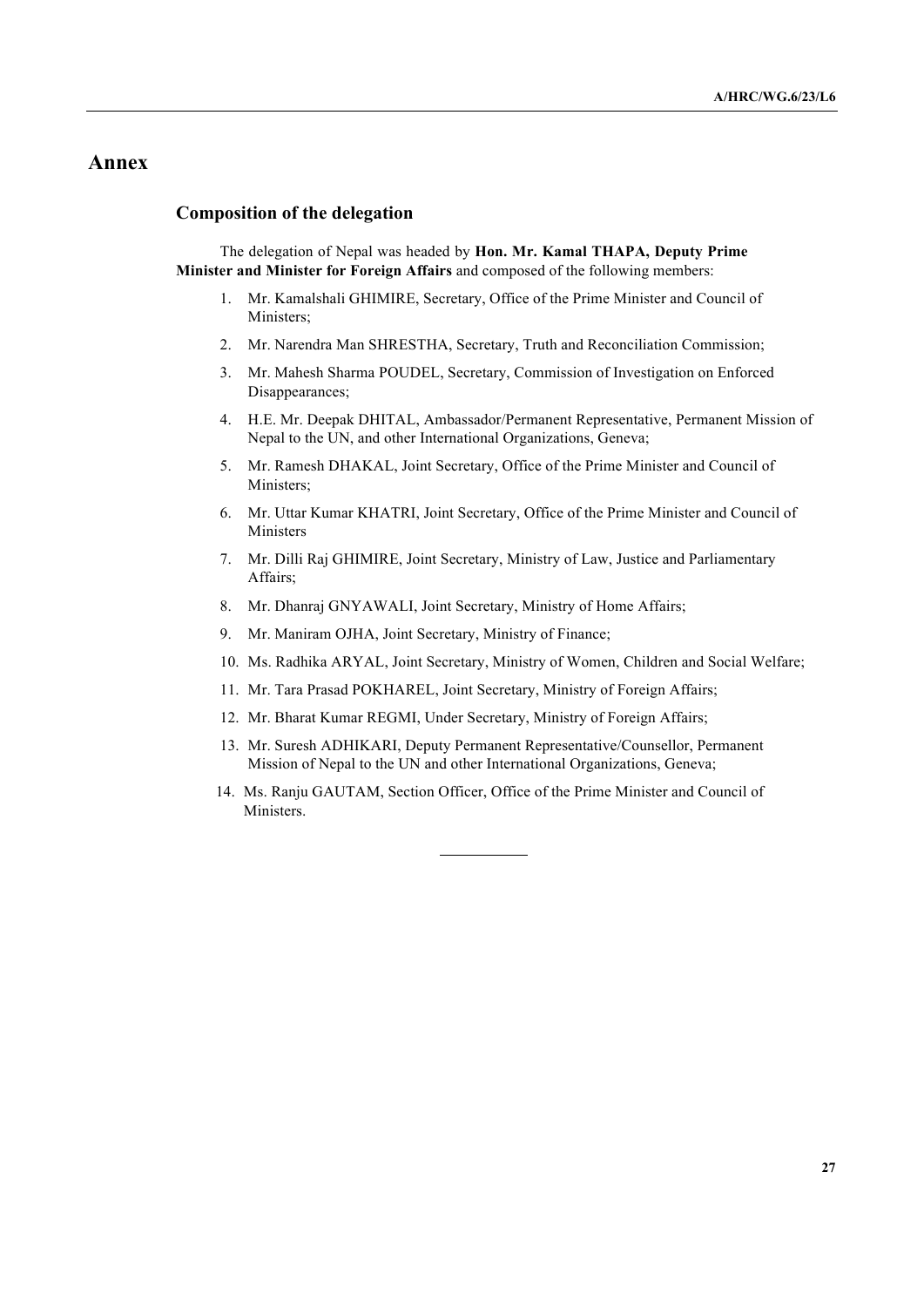# Annex

## Composition of the delegation

The delegation of Nepal was headed by **Hon. Mr. Kamal THAPA, Deputy Prime Minister and Minister for Foreign Affairs** and composed of the following members:

1. Mr. Kamalshali GHIMIRE, Secretary, Office of the Prime Minister and Council of Ministers;
2. Mr. Narendra Man SHRESTHA, Secretary, Truth and Reconciliation Commission;
3. Mr. Mahesh Sharma POUDEL, Secretary, Commission of Investigation on Enforced Disappearances;
4. H.E. Mr. Deepak DHITAL, Ambassador/Permanent Representative, Permanent Mission of Nepal to the UN, and other International Organizations, Geneva;
5. Mr. Ramesh DHAKAL, Joint Secretary, Office of the Prime Minister and Council of Ministers;
6. Mr. Uttar Kumar KHATRI, Joint Secretary, Office of the Prime Minister and Council of Ministers
7. Mr. Dilli Raj GHIMIRE, Joint Secretary, Ministry of Law, Justice and Parliamentary Affairs;
8. Mr. Dhanraj GNYAWALI, Joint Secretary, Ministry of Home Affairs;
9. Mr. Maniram OJHA, Joint Secretary, Ministry of Finance;
10. Ms. Radhika ARYAL, Joint Secretary, Ministry of Women, Children and Social Welfare;
11. Mr. Tara Prasad POKHAREL, Joint Secretary, Ministry of Foreign Affairs;
12. Mr. Bharat Kumar REGMI, Under Secretary, Ministry of Foreign Affairs;
13. Mr. Suresh ADHIKARI, Deputy Permanent Representative/Counsellor, Permanent Mission of Nepal to the UN and other International Organizations, Geneva;
14. Ms. Ranju GAUTAM, Section Officer, Office of the Prime Minister and Council of Ministers.